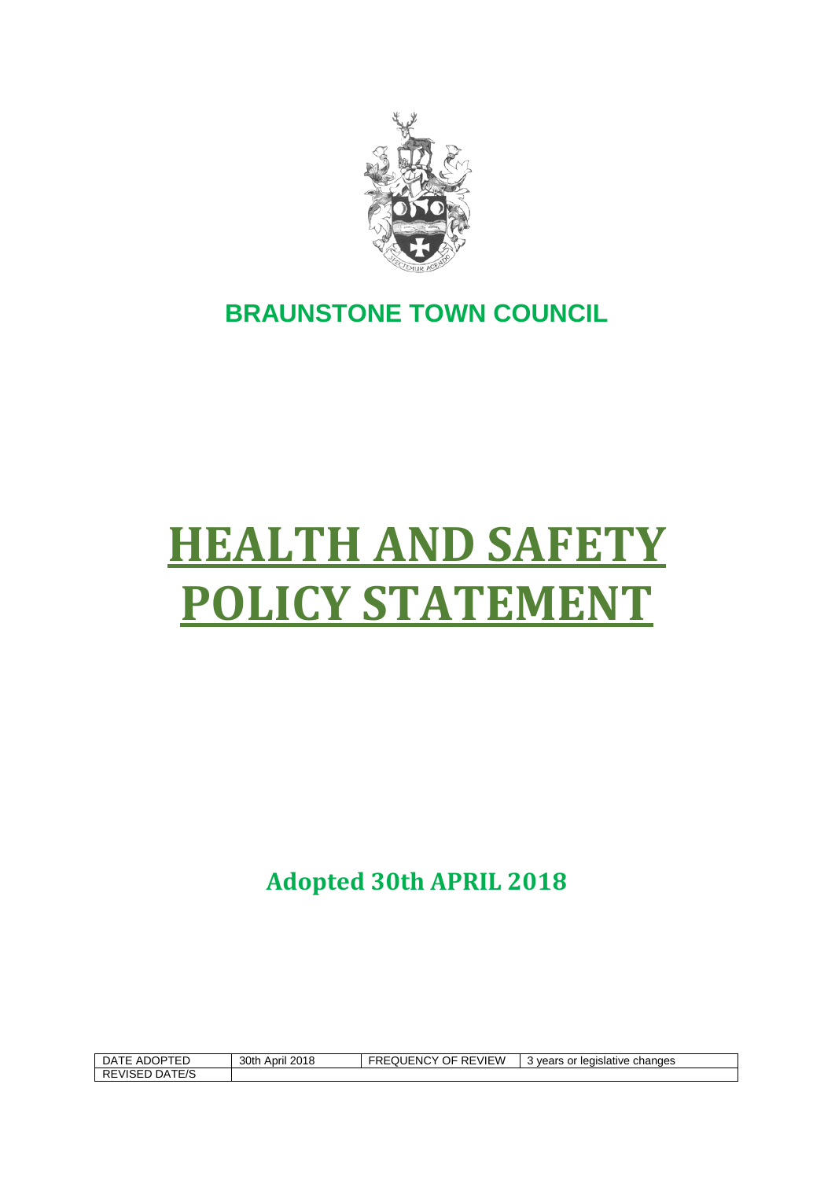## BRAUNSTONE TOWN COUNCIL

# HEALTH AND SAFETY POLICY STATEMENT

**Adopted 30th APRIL 2018**

| DATE ADOPTED | 30th April 2018 | FREQUENCY OF REVIEW | 3 years or legislative changes |
| --- | --- | --- | --- |
| REVISED DATE/S | | | |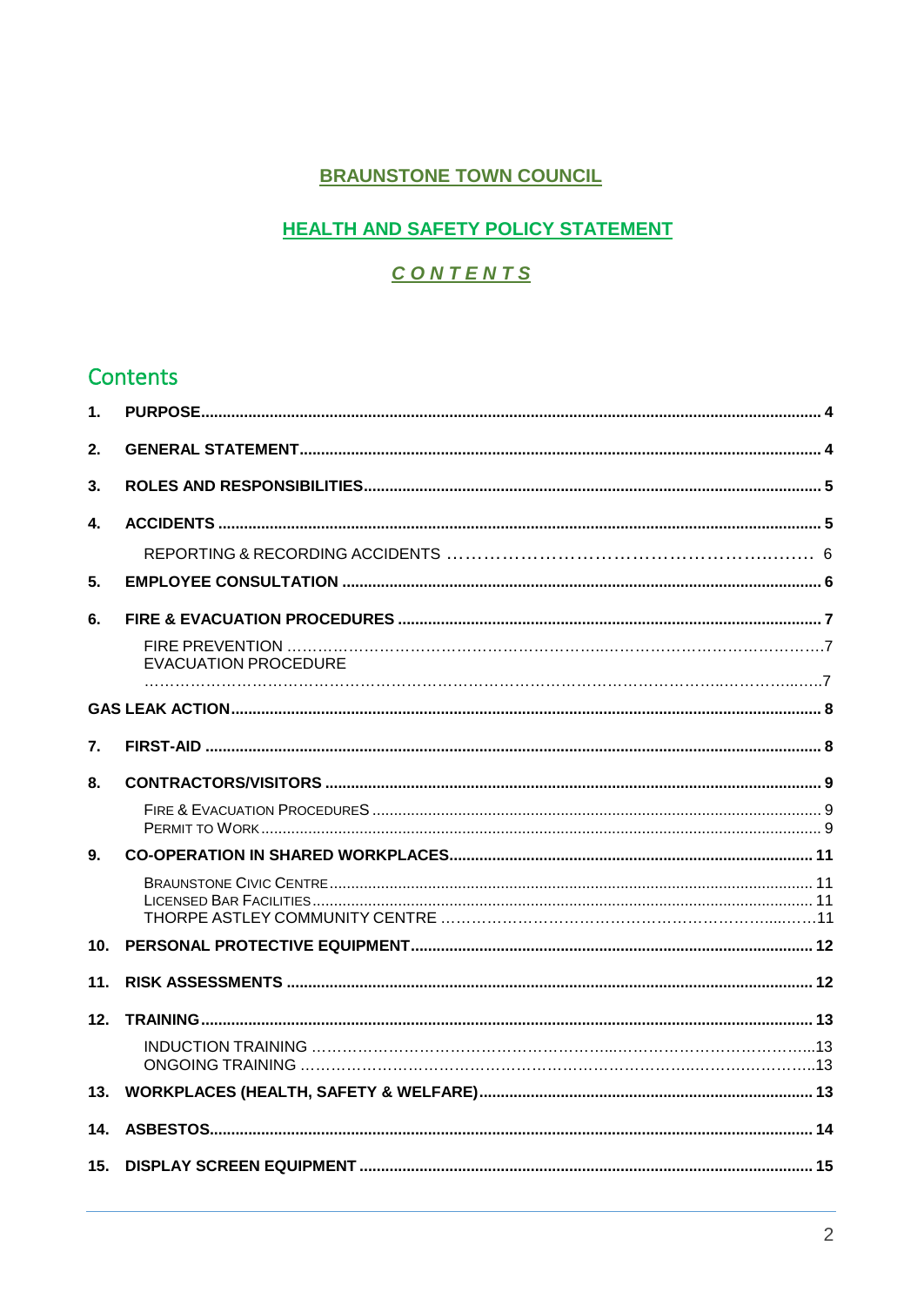# BRAUNSTONE TOWN COUNCIL

## HEALTH AND SAFETY POLICY STATEMENT

### *CONTENTS*

## Contents

1. **PURPOSE** ........ 4
2. **GENERAL STATEMENT** ........ 4
3. **ROLES AND RESPONSIBILITIES** ........ 5
4. **ACCIDENTS** ........ 5
   - REPORTING & RECORDING ACCIDENTS ........ 6
5. **EMPLOYEE CONSULTATION** ........ 6
6. **FIRE & EVACUATION PROCEDURES** ........ 7
   - FIRE PREVENTION ........ 7
   - EVACUATION PROCEDURE ........ 7

**GAS LEAK ACTION** ........ 8

7. **FIRST-AID** ........ 8
8. **CONTRACTORS/VISITORS** ........ 9
   - FIRE & EVACUATION PROCEDURES ........ 9
   - PERMIT TO WORK ........ 9
9. **CO-OPERATION IN SHARED WORKPLACES** ........ 11
   - BRAUNSTONE CIVIC CENTRE ........ 11
   - LICENSED BAR FACILITIES ........ 11
   - THORPE ASTLEY COMMUNITY CENTRE ........ 11
10. **PERSONAL PROTECTIVE EQUIPMENT** ........ 12
11. **RISK ASSESSMENTS** ........ 12
12. **TRAINING** ........ 13
    - INDUCTION TRAINING ........ 13
    - ONGOING TRAINING ........ 13
13. **WORKPLACES (HEALTH, SAFETY & WELFARE)** ........ 13
14. **ASBESTOS** ........ 14
15. **DISPLAY SCREEN EQUIPMENT** ........ 15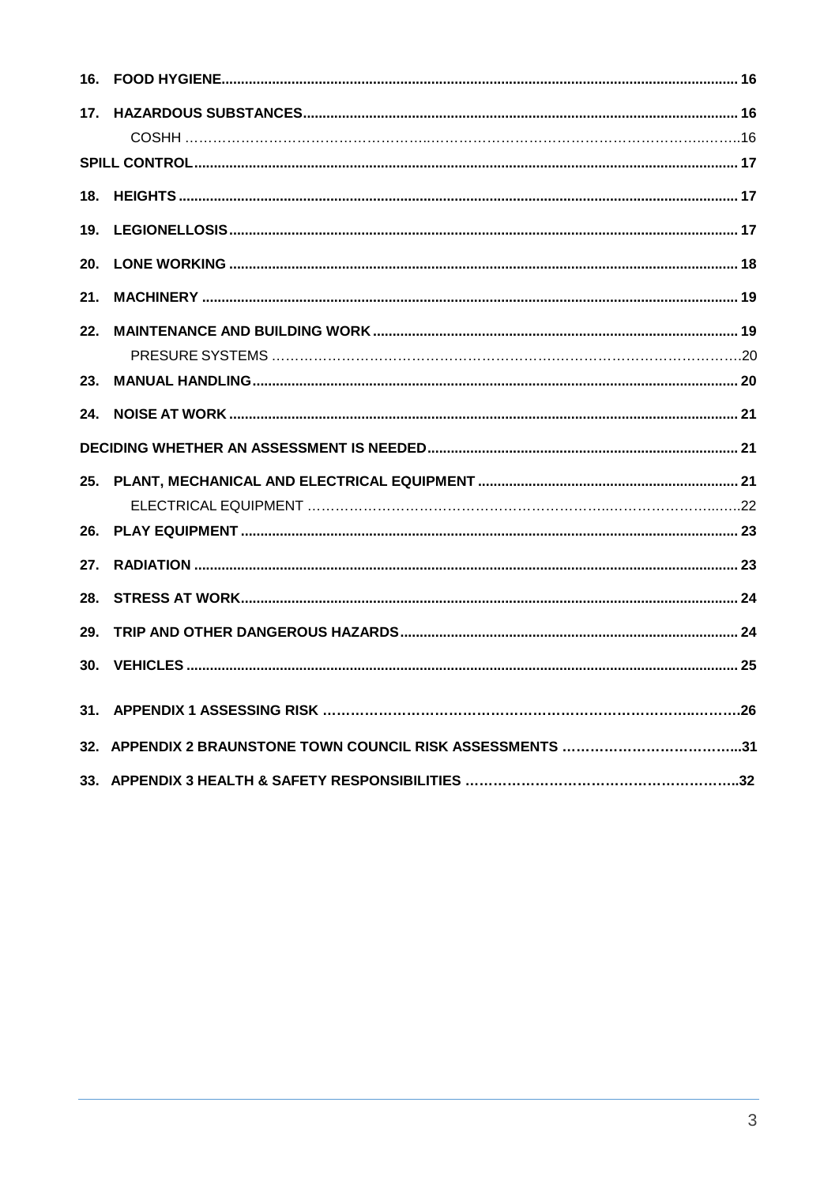| | | |
|---|---|---|
| **16.** | **FOOD HYGIENE** | **16** |
| **17.** | **HAZARDOUS SUBSTANCES** | **16** |
| | COSHH | 16 |
| **SPILL CONTROL** | | **17** |
| **18.** | **HEIGHTS** | **17** |
| **19.** | **LEGIONELLOSIS** | **17** |
| **20.** | **LONE WORKING** | **18** |
| **21.** | **MACHINERY** | **19** |
| **22.** | **MAINTENANCE AND BUILDING WORK** | **19** |
| | PRESURE SYSTEMS | 20 |
| **23.** | **MANUAL HANDLING** | **20** |
| **24.** | **NOISE AT WORK** | **21** |
| **DECIDING WHETHER AN ASSESSMENT IS NEEDED** | | **21** |
| **25.** | **PLANT, MECHANICAL AND ELECTRICAL EQUIPMENT** | **21** |
| | ELECTRICAL EQUIPMENT | 22 |
| **26.** | **PLAY EQUIPMENT** | **23** |
| **27.** | **RADIATION** | **23** |
| **28.** | **STRESS AT WORK** | **24** |
| **29.** | **TRIP AND OTHER DANGEROUS HAZARDS** | **24** |
| **30.** | **VEHICLES** | **25** |
| **31.** | **APPENDIX 1 ASSESSING RISK** | **26** |
| **32.** | **APPENDIX 2 BRAUNSTONE TOWN COUNCIL RISK ASSESSMENTS** | **31** |
| **33.** | **APPENDIX 3 HEALTH & SAFETY RESPONSIBILITIES** | **32** |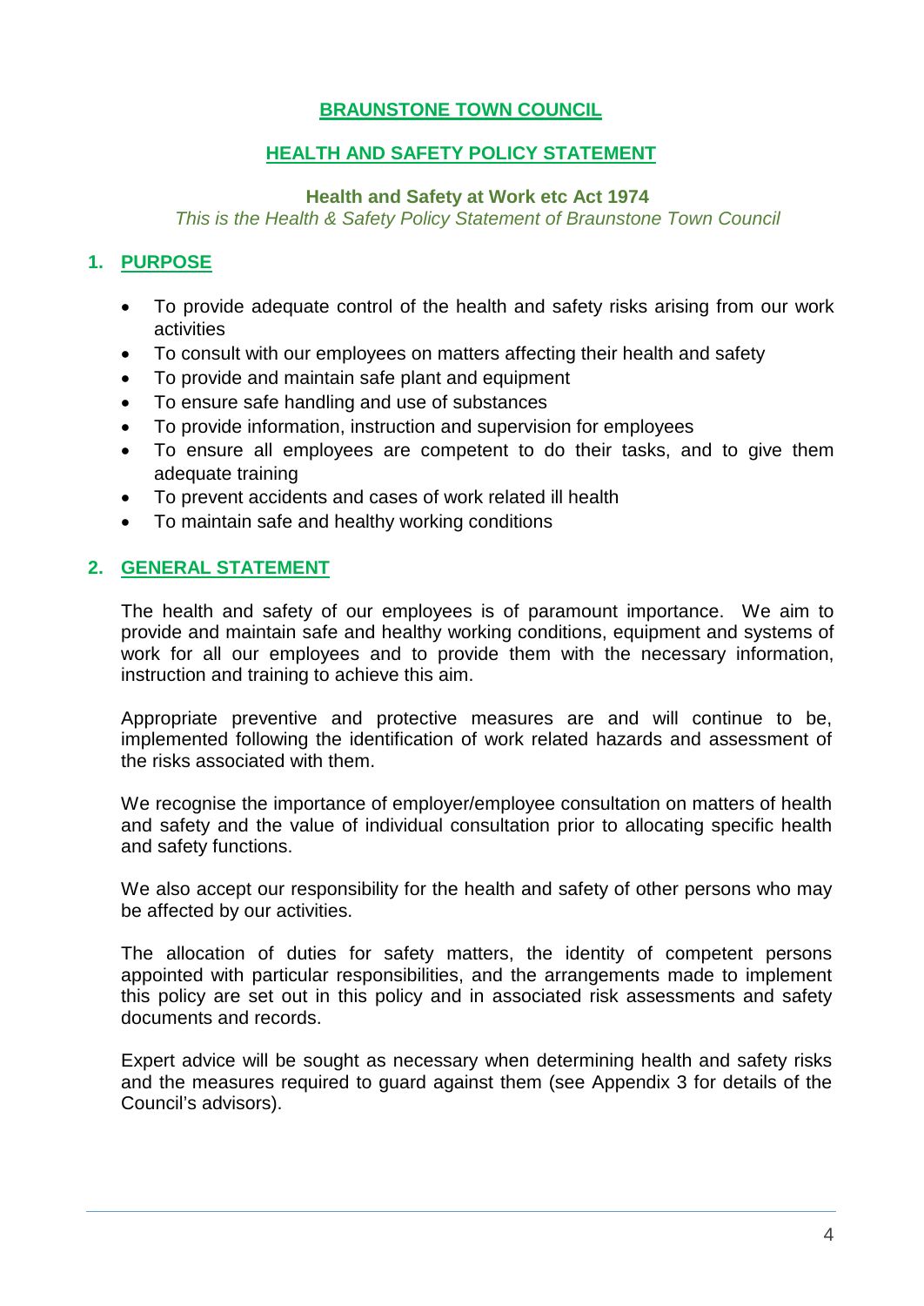# BRAUNSTONE TOWN COUNCIL

## HEALTH AND SAFETY POLICY STATEMENT

**Health and Safety at Work etc Act 1974**

*This is the Health & Safety Policy Statement of Braunstone Town Council*

## 1. PURPOSE

- To provide adequate control of the health and safety risks arising from our work activities
- To consult with our employees on matters affecting their health and safety
- To provide and maintain safe plant and equipment
- To ensure safe handling and use of substances
- To provide information, instruction and supervision for employees
- To ensure all employees are competent to do their tasks, and to give them adequate training
- To prevent accidents and cases of work related ill health
- To maintain safe and healthy working conditions

## 2. GENERAL STATEMENT

The health and safety of our employees is of paramount importance. We aim to provide and maintain safe and healthy working conditions, equipment and systems of work for all our employees and to provide them with the necessary information, instruction and training to achieve this aim.

Appropriate preventive and protective measures are and will continue to be, implemented following the identification of work related hazards and assessment of the risks associated with them.

We recognise the importance of employer/employee consultation on matters of health and safety and the value of individual consultation prior to allocating specific health and safety functions.

We also accept our responsibility for the health and safety of other persons who may be affected by our activities.

The allocation of duties for safety matters, the identity of competent persons appointed with particular responsibilities, and the arrangements made to implement this policy are set out in this policy and in associated risk assessments and safety documents and records.

Expert advice will be sought as necessary when determining health and safety risks and the measures required to guard against them (see Appendix 3 for details of the Council's advisors).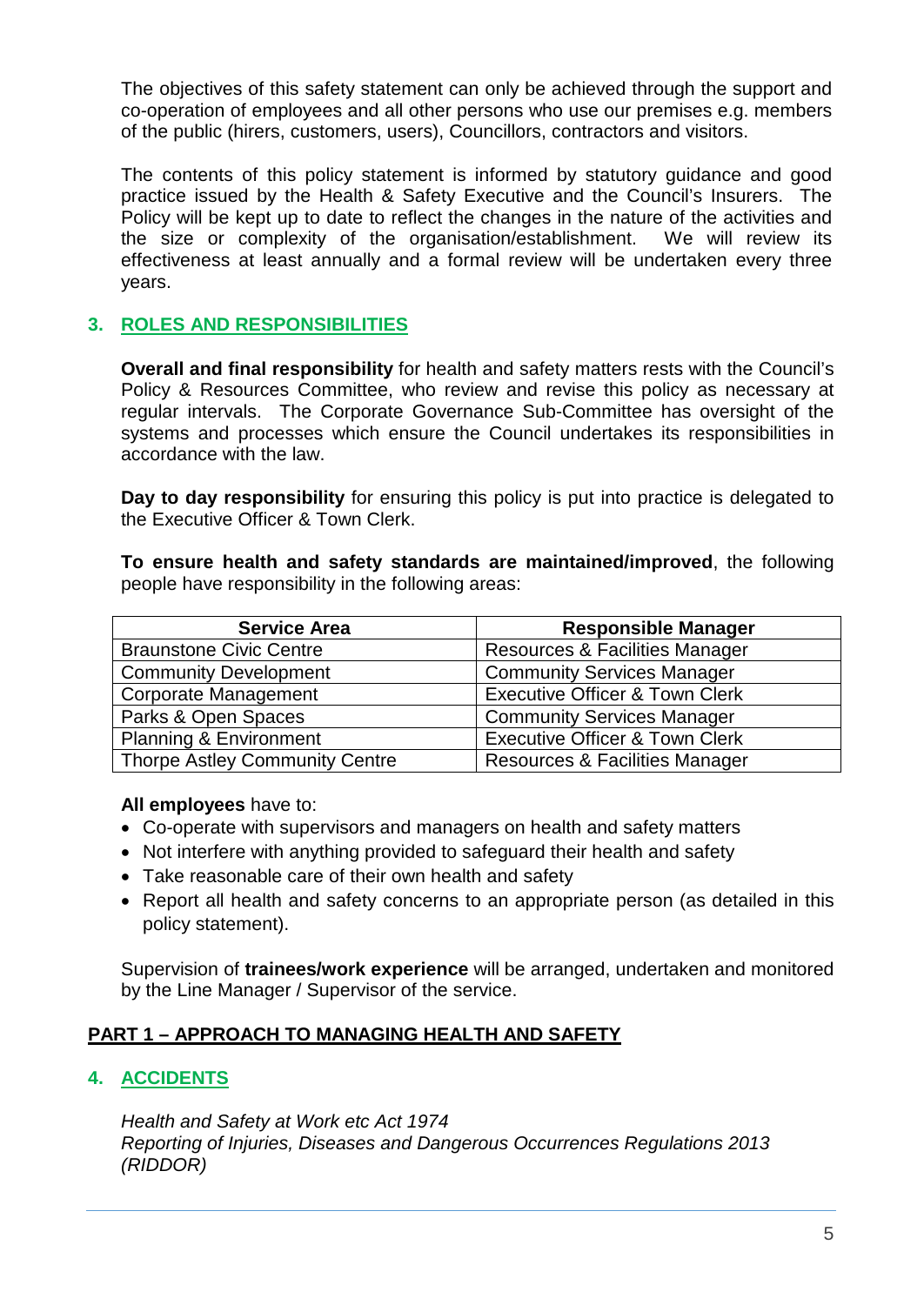The objectives of this safety statement can only be achieved through the support and co-operation of employees and all other persons who use our premises e.g. members of the public (hirers, customers, users), Councillors, contractors and visitors.

The contents of this policy statement is informed by statutory guidance and good practice issued by the Health & Safety Executive and the Council's Insurers. The Policy will be kept up to date to reflect the changes in the nature of the activities and the size or complexity of the organisation/establishment. We will review its effectiveness at least annually and a formal review will be undertaken every three years.

## 3. ROLES AND RESPONSIBILITIES

**Overall and final responsibility** for health and safety matters rests with the Council's Policy & Resources Committee, who review and revise this policy as necessary at regular intervals. The Corporate Governance Sub-Committee has oversight of the systems and processes which ensure the Council undertakes its responsibilities in accordance with the law.

**Day to day responsibility** for ensuring this policy is put into practice is delegated to the Executive Officer & Town Clerk.

**To ensure health and safety standards are maintained/improved**, the following people have responsibility in the following areas:

| Service Area | Responsible Manager |
|---|---|
| Braunstone Civic Centre | Resources & Facilities Manager |
| Community Development | Community Services Manager |
| Corporate Management | Executive Officer & Town Clerk |
| Parks & Open Spaces | Community Services Manager |
| Planning & Environment | Executive Officer & Town Clerk |
| Thorpe Astley Community Centre | Resources & Facilities Manager |

**All employees** have to:

- Co-operate with supervisors and managers on health and safety matters
- Not interfere with anything provided to safeguard their health and safety
- Take reasonable care of their own health and safety
- Report all health and safety concerns to an appropriate person (as detailed in this policy statement).

Supervision of **trainees/work experience** will be arranged, undertaken and monitored by the Line Manager / Supervisor of the service.

# PART 1 – APPROACH TO MANAGING HEALTH AND SAFETY

## 4. ACCIDENTS

*Health and Safety at Work etc Act 1974*
*Reporting of Injuries, Diseases and Dangerous Occurrences Regulations 2013 (RIDDOR)*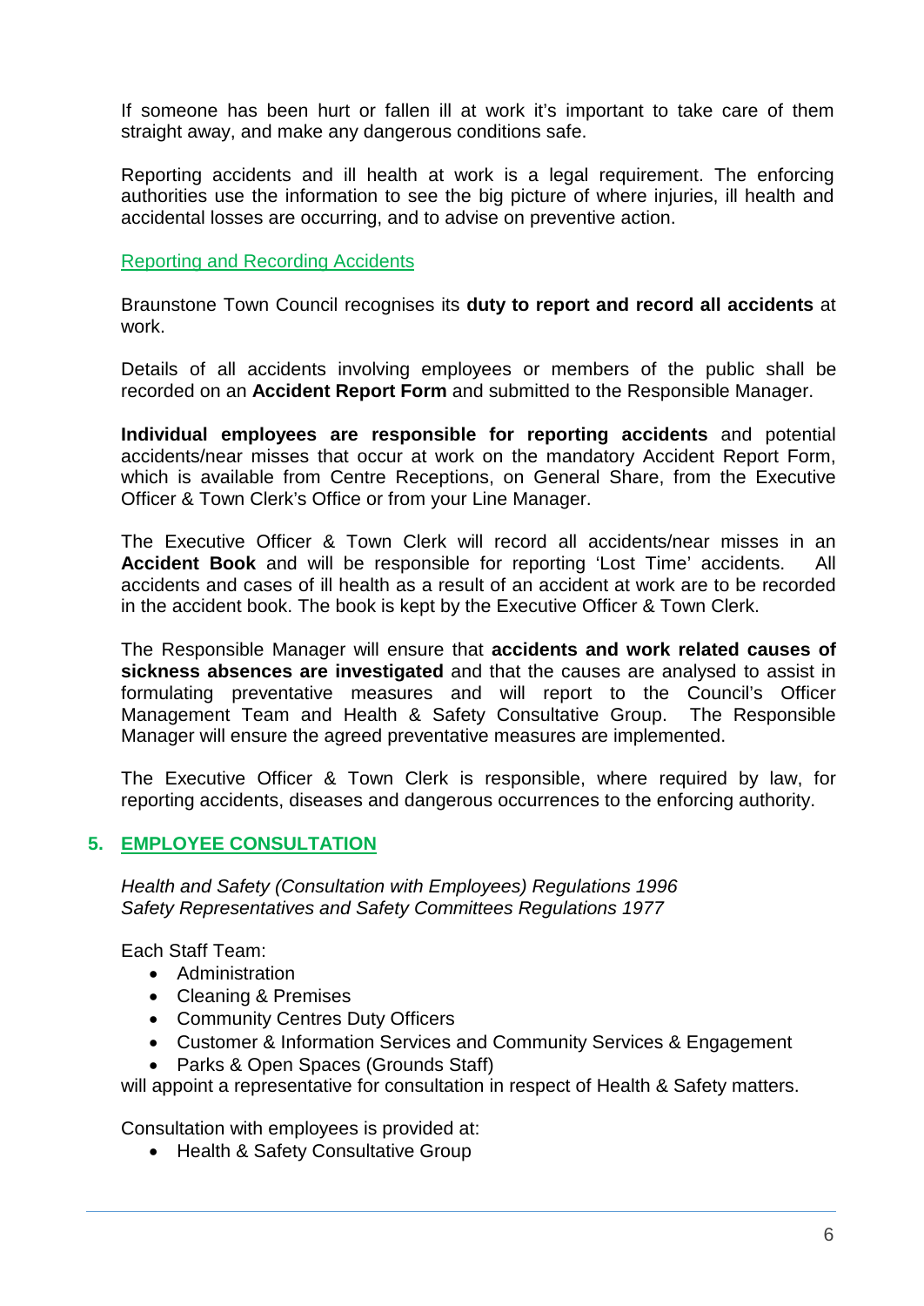If someone has been hurt or fallen ill at work it's important to take care of them straight away, and make any dangerous conditions safe.

Reporting accidents and ill health at work is a legal requirement. The enforcing authorities use the information to see the big picture of where injuries, ill health and accidental losses are occurring, and to advise on preventive action.

### Reporting and Recording Accidents

Braunstone Town Council recognises its **duty to report and record all accidents** at work.

Details of all accidents involving employees or members of the public shall be recorded on an **Accident Report Form** and submitted to the Responsible Manager.

**Individual employees are responsible for reporting accidents** and potential accidents/near misses that occur at work on the mandatory Accident Report Form, which is available from Centre Receptions, on General Share, from the Executive Officer & Town Clerk's Office or from your Line Manager.

The Executive Officer & Town Clerk will record all accidents/near misses in an **Accident Book** and will be responsible for reporting 'Lost Time' accidents. All accidents and cases of ill health as a result of an accident at work are to be recorded in the accident book. The book is kept by the Executive Officer & Town Clerk.

The Responsible Manager will ensure that **accidents and work related causes of sickness absences are investigated** and that the causes are analysed to assist in formulating preventative measures and will report to the Council's Officer Management Team and Health & Safety Consultative Group. The Responsible Manager will ensure the agreed preventative measures are implemented.

The Executive Officer & Town Clerk is responsible, where required by law, for reporting accidents, diseases and dangerous occurrences to the enforcing authority.

## 5. EMPLOYEE CONSULTATION

*Health and Safety (Consultation with Employees) Regulations 1996*
*Safety Representatives and Safety Committees Regulations 1977*

Each Staff Team:

- Administration
- Cleaning & Premises
- Community Centres Duty Officers
- Customer & Information Services and Community Services & Engagement
- Parks & Open Spaces (Grounds Staff)

will appoint a representative for consultation in respect of Health & Safety matters.

Consultation with employees is provided at:

- Health & Safety Consultative Group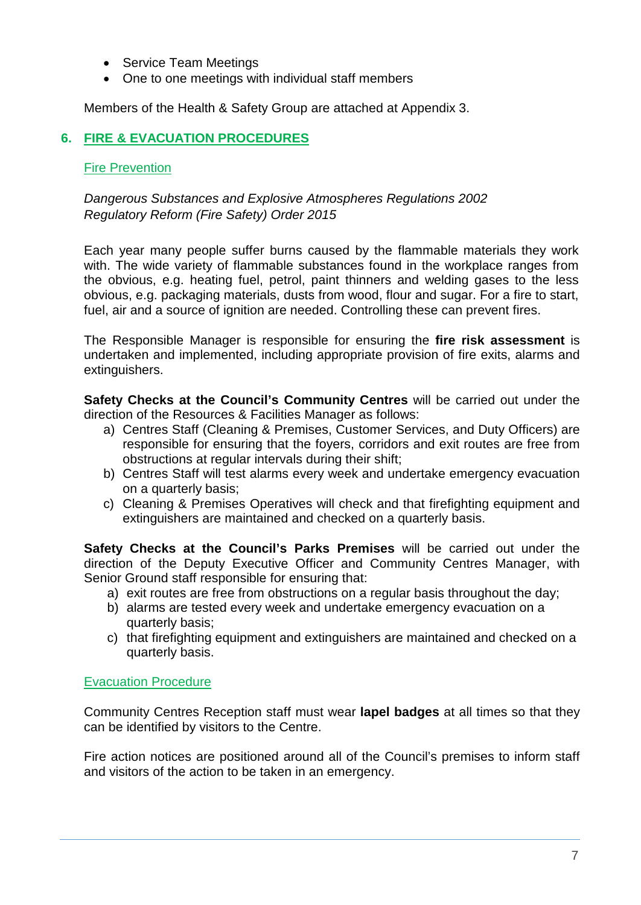- Service Team Meetings
- One to one meetings with individual staff members

Members of the Health & Safety Group are attached at Appendix 3.

## 6. FIRE & EVACUATION PROCEDURES

### Fire Prevention

*Dangerous Substances and Explosive Atmospheres Regulations 2002*
*Regulatory Reform (Fire Safety) Order 2015*

Each year many people suffer burns caused by the flammable materials they work with. The wide variety of flammable substances found in the workplace ranges from the obvious, e.g. heating fuel, petrol, paint thinners and welding gases to the less obvious, e.g. packaging materials, dusts from wood, flour and sugar. For a fire to start, fuel, air and a source of ignition are needed. Controlling these can prevent fires.

The Responsible Manager is responsible for ensuring the **fire risk assessment** is undertaken and implemented, including appropriate provision of fire exits, alarms and extinguishers.

**Safety Checks at the Council's Community Centres** will be carried out under the direction of the Resources & Facilities Manager as follows:

a) Centres Staff (Cleaning & Premises, Customer Services, and Duty Officers) are responsible for ensuring that the foyers, corridors and exit routes are free from obstructions at regular intervals during their shift;
b) Centres Staff will test alarms every week and undertake emergency evacuation on a quarterly basis;
c) Cleaning & Premises Operatives will check and that firefighting equipment and extinguishers are maintained and checked on a quarterly basis.

**Safety Checks at the Council's Parks Premises** will be carried out under the direction of the Deputy Executive Officer and Community Centres Manager, with Senior Ground staff responsible for ensuring that:

a) exit routes are free from obstructions on a regular basis throughout the day;
b) alarms are tested every week and undertake emergency evacuation on a quarterly basis;
c) that firefighting equipment and extinguishers are maintained and checked on a quarterly basis.

### Evacuation Procedure

Community Centres Reception staff must wear **lapel badges** at all times so that they can be identified by visitors to the Centre.

Fire action notices are positioned around all of the Council's premises to inform staff and visitors of the action to be taken in an emergency.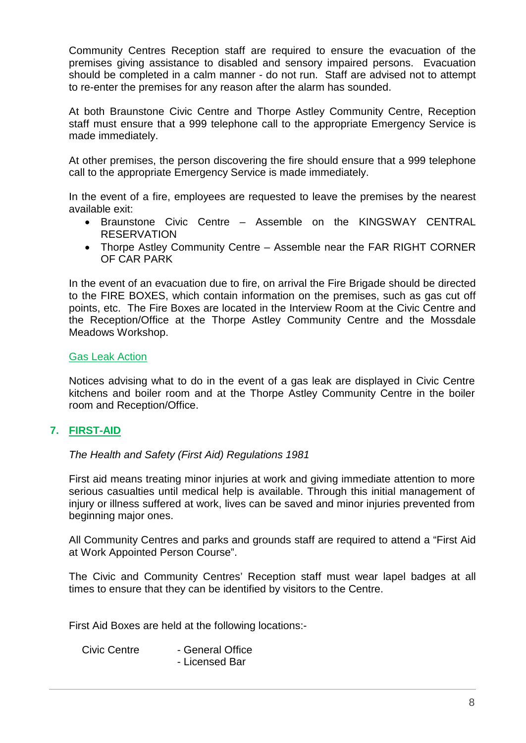Community Centres Reception staff are required to ensure the evacuation of the premises giving assistance to disabled and sensory impaired persons. Evacuation should be completed in a calm manner - do not run. Staff are advised not to attempt to re-enter the premises for any reason after the alarm has sounded.

At both Braunstone Civic Centre and Thorpe Astley Community Centre, Reception staff must ensure that a 999 telephone call to the appropriate Emergency Service is made immediately.

At other premises, the person discovering the fire should ensure that a 999 telephone call to the appropriate Emergency Service is made immediately.

In the event of a fire, employees are requested to leave the premises by the nearest available exit:

- Braunstone Civic Centre – Assemble on the KINGSWAY CENTRAL RESERVATION
- Thorpe Astley Community Centre – Assemble near the FAR RIGHT CORNER OF CAR PARK

In the event of an evacuation due to fire, on arrival the Fire Brigade should be directed to the FIRE BOXES, which contain information on the premises, such as gas cut off points, etc. The Fire Boxes are located in the Interview Room at the Civic Centre and the Reception/Office at the Thorpe Astley Community Centre and the Mossdale Meadows Workshop.

### Gas Leak Action

Notices advising what to do in the event of a gas leak are displayed in Civic Centre kitchens and boiler room and at the Thorpe Astley Community Centre in the boiler room and Reception/Office.

## 7. FIRST-AID

*The Health and Safety (First Aid) Regulations 1981*

First aid means treating minor injuries at work and giving immediate attention to more serious casualties until medical help is available. Through this initial management of injury or illness suffered at work, lives can be saved and minor injuries prevented from beginning major ones.

All Community Centres and parks and grounds staff are required to attend a "First Aid at Work Appointed Person Course".

The Civic and Community Centres' Reception staff must wear lapel badges at all times to ensure that they can be identified by visitors to the Centre.

First Aid Boxes are held at the following locations:-

Civic Centre - General Office
- Licensed Bar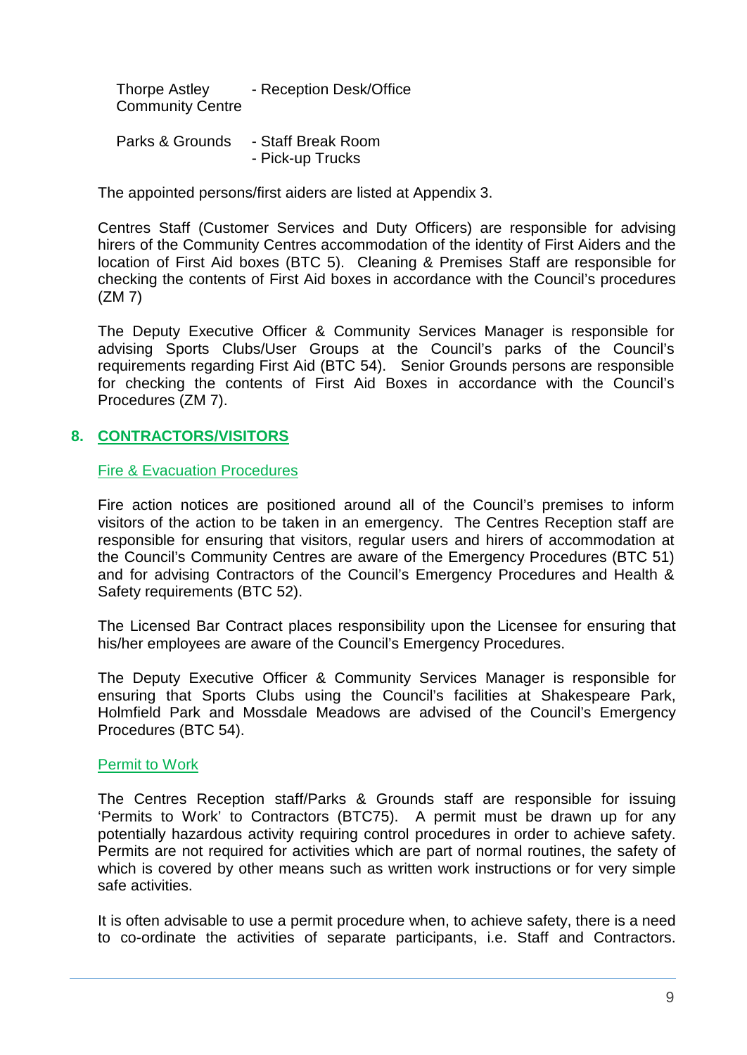| | |
|---|---|
| Thorpe Astley Community Centre | - Reception Desk/Office |
| Parks & Grounds | - Staff Break Room<br>- Pick-up Trucks |

The appointed persons/first aiders are listed at Appendix 3.

Centres Staff (Customer Services and Duty Officers) are responsible for advising hirers of the Community Centres accommodation of the identity of First Aiders and the location of First Aid boxes (BTC 5). Cleaning & Premises Staff are responsible for checking the contents of First Aid boxes in accordance with the Council's procedures (ZM 7)

The Deputy Executive Officer & Community Services Manager is responsible for advising Sports Clubs/User Groups at the Council's parks of the Council's requirements regarding First Aid (BTC 54). Senior Grounds persons are responsible for checking the contents of First Aid Boxes in accordance with the Council's Procedures (ZM 7).

## 8. CONTRACTORS/VISITORS

### Fire & Evacuation Procedures

Fire action notices are positioned around all of the Council's premises to inform visitors of the action to be taken in an emergency. The Centres Reception staff are responsible for ensuring that visitors, regular users and hirers of accommodation at the Council's Community Centres are aware of the Emergency Procedures (BTC 51) and for advising Contractors of the Council's Emergency Procedures and Health & Safety requirements (BTC 52).

The Licensed Bar Contract places responsibility upon the Licensee for ensuring that his/her employees are aware of the Council's Emergency Procedures.

The Deputy Executive Officer & Community Services Manager is responsible for ensuring that Sports Clubs using the Council's facilities at Shakespeare Park, Holmfield Park and Mossdale Meadows are advised of the Council's Emergency Procedures (BTC 54).

### Permit to Work

The Centres Reception staff/Parks & Grounds staff are responsible for issuing 'Permits to Work' to Contractors (BTC75). A permit must be drawn up for any potentially hazardous activity requiring control procedures in order to achieve safety. Permits are not required for activities which are part of normal routines, the safety of which is covered by other means such as written work instructions or for very simple safe activities.

It is often advisable to use a permit procedure when, to achieve safety, there is a need to co-ordinate the activities of separate participants, i.e. Staff and Contractors.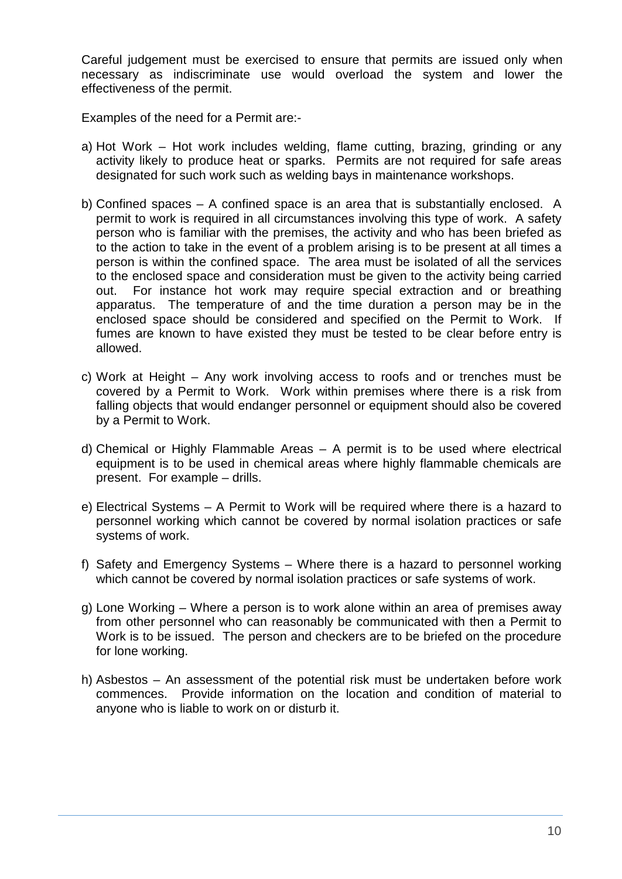Careful judgement must be exercised to ensure that permits are issued only when necessary as indiscriminate use would overload the system and lower the effectiveness of the permit.

Examples of the need for a Permit are:-

a) Hot Work – Hot work includes welding, flame cutting, brazing, grinding or any activity likely to produce heat or sparks. Permits are not required for safe areas designated for such work such as welding bays in maintenance workshops.

b) Confined spaces – A confined space is an area that is substantially enclosed. A permit to work is required in all circumstances involving this type of work. A safety person who is familiar with the premises, the activity and who has been briefed as to the action to take in the event of a problem arising is to be present at all times a person is within the confined space. The area must be isolated of all the services to the enclosed space and consideration must be given to the activity being carried out. For instance hot work may require special extraction and or breathing apparatus. The temperature of and the time duration a person may be in the enclosed space should be considered and specified on the Permit to Work. If fumes are known to have existed they must be tested to be clear before entry is allowed.

c) Work at Height – Any work involving access to roofs and or trenches must be covered by a Permit to Work. Work within premises where there is a risk from falling objects that would endanger personnel or equipment should also be covered by a Permit to Work.

d) Chemical or Highly Flammable Areas – A permit is to be used where electrical equipment is to be used in chemical areas where highly flammable chemicals are present. For example – drills.

e) Electrical Systems – A Permit to Work will be required where there is a hazard to personnel working which cannot be covered by normal isolation practices or safe systems of work.

f) Safety and Emergency Systems – Where there is a hazard to personnel working which cannot be covered by normal isolation practices or safe systems of work.

g) Lone Working – Where a person is to work alone within an area of premises away from other personnel who can reasonably be communicated with then a Permit to Work is to be issued. The person and checkers are to be briefed on the procedure for lone working.

h) Asbestos – An assessment of the potential risk must be undertaken before work commences. Provide information on the location and condition of material to anyone who is liable to work on or disturb it.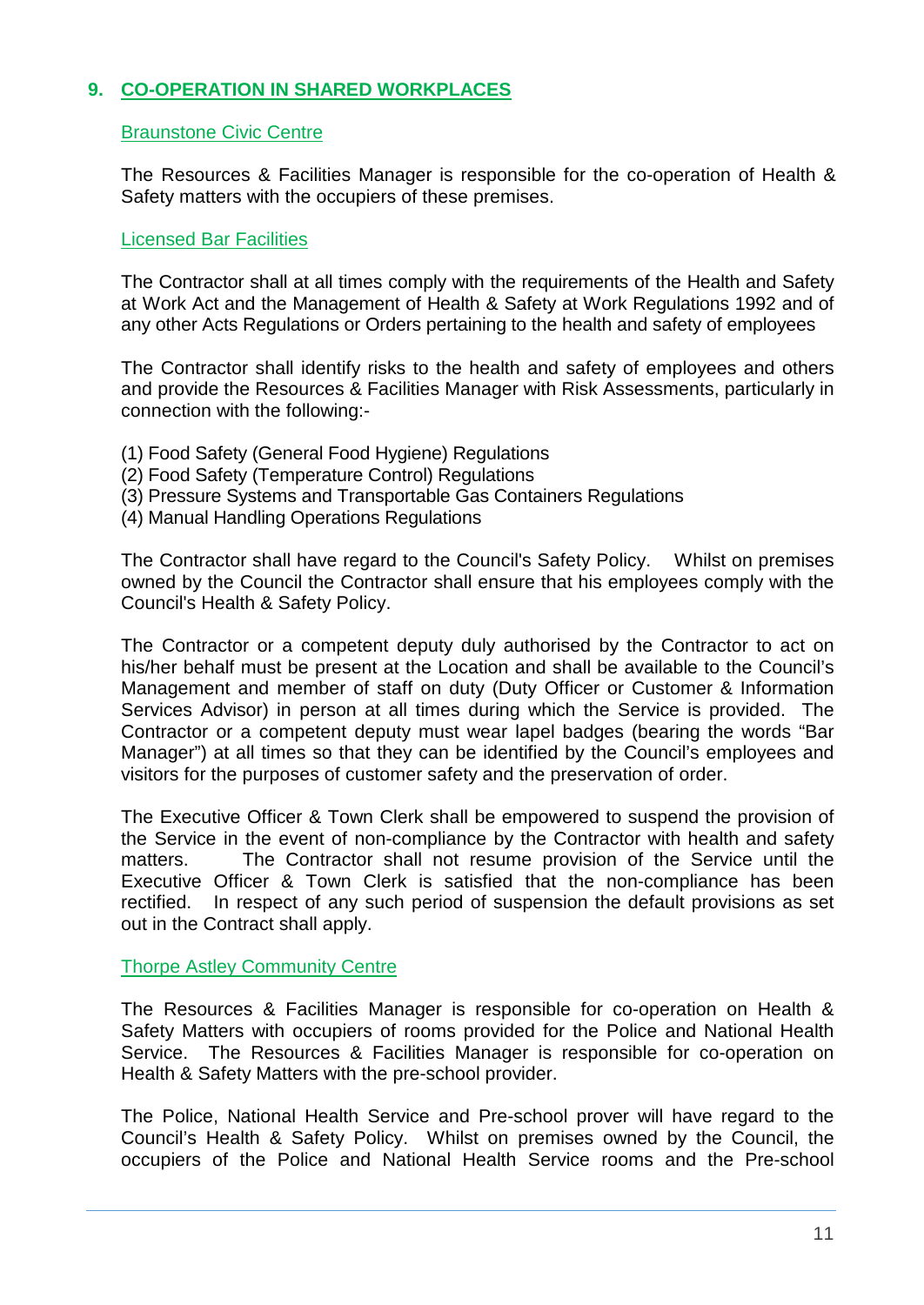## 9. CO-OPERATION IN SHARED WORKPLACES

### Braunstone Civic Centre

The Resources & Facilities Manager is responsible for the co-operation of Health & Safety matters with the occupiers of these premises.

### Licensed Bar Facilities

The Contractor shall at all times comply with the requirements of the Health and Safety at Work Act and the Management of Health & Safety at Work Regulations 1992 and of any other Acts Regulations or Orders pertaining to the health and safety of employees

The Contractor shall identify risks to the health and safety of employees and others and provide the Resources & Facilities Manager with Risk Assessments, particularly in connection with the following:-

(1) Food Safety (General Food Hygiene) Regulations
(2) Food Safety (Temperature Control) Regulations
(3) Pressure Systems and Transportable Gas Containers Regulations
(4) Manual Handling Operations Regulations

The Contractor shall have regard to the Council's Safety Policy. Whilst on premises owned by the Council the Contractor shall ensure that his employees comply with the Council's Health & Safety Policy.

The Contractor or a competent deputy duly authorised by the Contractor to act on his/her behalf must be present at the Location and shall be available to the Council's Management and member of staff on duty (Duty Officer or Customer & Information Services Advisor) in person at all times during which the Service is provided. The Contractor or a competent deputy must wear lapel badges (bearing the words "Bar Manager") at all times so that they can be identified by the Council's employees and visitors for the purposes of customer safety and the preservation of order.

The Executive Officer & Town Clerk shall be empowered to suspend the provision of the Service in the event of non-compliance by the Contractor with health and safety matters. The Contractor shall not resume provision of the Service until the Executive Officer & Town Clerk is satisfied that the non-compliance has been rectified. In respect of any such period of suspension the default provisions as set out in the Contract shall apply.

### Thorpe Astley Community Centre

The Resources & Facilities Manager is responsible for co-operation on Health & Safety Matters with occupiers of rooms provided for the Police and National Health Service. The Resources & Facilities Manager is responsible for co-operation on Health & Safety Matters with the pre-school provider.

The Police, National Health Service and Pre-school prover will have regard to the Council's Health & Safety Policy. Whilst on premises owned by the Council, the occupiers of the Police and National Health Service rooms and the Pre-school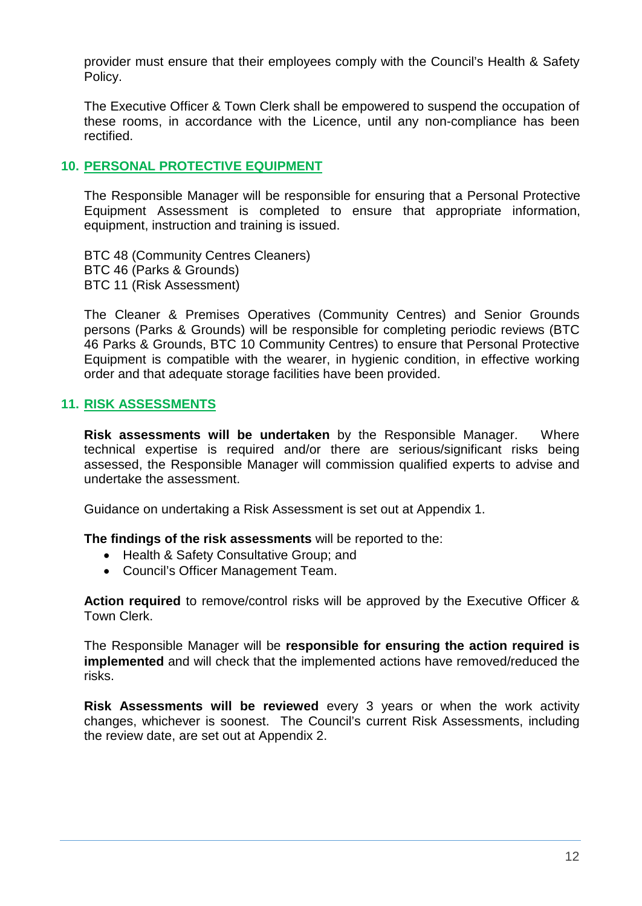provider must ensure that their employees comply with the Council's Health & Safety Policy.

The Executive Officer & Town Clerk shall be empowered to suspend the occupation of these rooms, in accordance with the Licence, until any non-compliance has been rectified.

## 10. PERSONAL PROTECTIVE EQUIPMENT

The Responsible Manager will be responsible for ensuring that a Personal Protective Equipment Assessment is completed to ensure that appropriate information, equipment, instruction and training is issued.

BTC 48 (Community Centres Cleaners)
BTC 46 (Parks & Grounds)
BTC 11 (Risk Assessment)

The Cleaner & Premises Operatives (Community Centres) and Senior Grounds persons (Parks & Grounds) will be responsible for completing periodic reviews (BTC 46 Parks & Grounds, BTC 10 Community Centres) to ensure that Personal Protective Equipment is compatible with the wearer, in hygienic condition, in effective working order and that adequate storage facilities have been provided.

## 11. RISK ASSESSMENTS

**Risk assessments will be undertaken** by the Responsible Manager. Where technical expertise is required and/or there are serious/significant risks being assessed, the Responsible Manager will commission qualified experts to advise and undertake the assessment.

Guidance on undertaking a Risk Assessment is set out at Appendix 1.

**The findings of the risk assessments** will be reported to the:

- Health & Safety Consultative Group; and
- Council's Officer Management Team.

**Action required** to remove/control risks will be approved by the Executive Officer & Town Clerk.

The Responsible Manager will be **responsible for ensuring the action required is implemented** and will check that the implemented actions have removed/reduced the risks.

**Risk Assessments will be reviewed** every 3 years or when the work activity changes, whichever is soonest. The Council's current Risk Assessments, including the review date, are set out at Appendix 2.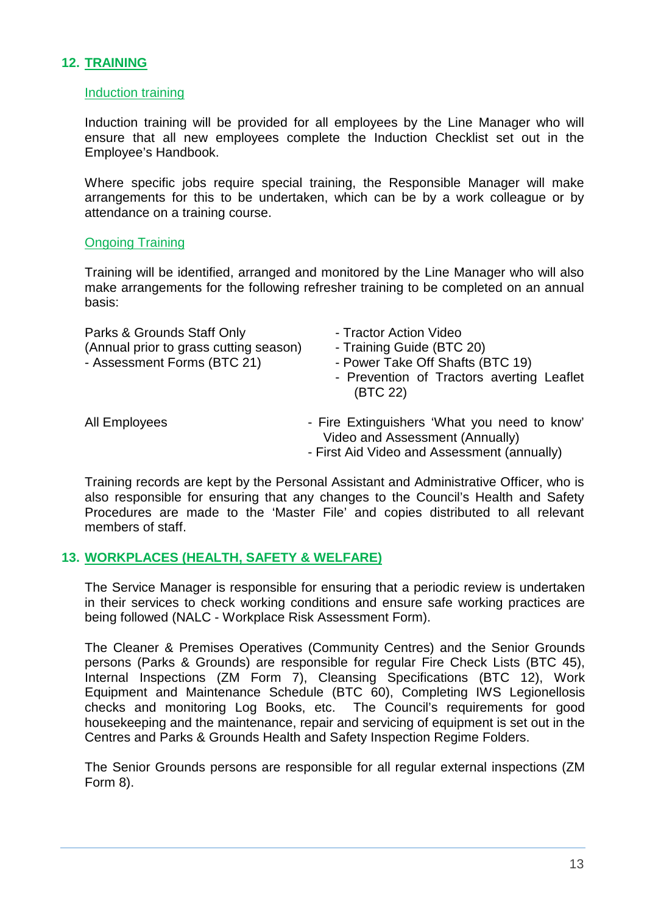## 12. TRAINING

### Induction training

Induction training will be provided for all employees by the Line Manager who will ensure that all new employees complete the Induction Checklist set out in the Employee's Handbook.

Where specific jobs require special training, the Responsible Manager will make arrangements for this to be undertaken, which can be by a work colleague or by attendance on a training course.

### Ongoing Training

Training will be identified, arranged and monitored by the Line Manager who will also make arrangements for the following refresher training to be completed on an annual basis:

| | |
|---|---|
| Parks & Grounds Staff Only<br>(Annual prior to grass cutting season)<br>- Assessment Forms (BTC 21) | - Tractor Action Video<br>- Training Guide (BTC 20)<br>- Power Take Off Shafts (BTC 19)<br>- Prevention of Tractors averting Leaflet (BTC 22) |
| All Employees | - Fire Extinguishers 'What you need to know' Video and Assessment (Annually)<br>- First Aid Video and Assessment (annually) |

Training records are kept by the Personal Assistant and Administrative Officer, who is also responsible for ensuring that any changes to the Council's Health and Safety Procedures are made to the 'Master File' and copies distributed to all relevant members of staff.

## 13. WORKPLACES (HEALTH, SAFETY & WELFARE)

The Service Manager is responsible for ensuring that a periodic review is undertaken in their services to check working conditions and ensure safe working practices are being followed (NALC - Workplace Risk Assessment Form).

The Cleaner & Premises Operatives (Community Centres) and the Senior Grounds persons (Parks & Grounds) are responsible for regular Fire Check Lists (BTC 45), Internal Inspections (ZM Form 7), Cleansing Specifications (BTC 12), Work Equipment and Maintenance Schedule (BTC 60), Completing IWS Legionellosis checks and monitoring Log Books, etc. The Council's requirements for good housekeeping and the maintenance, repair and servicing of equipment is set out in the Centres and Parks & Grounds Health and Safety Inspection Regime Folders.

The Senior Grounds persons are responsible for all regular external inspections (ZM Form 8).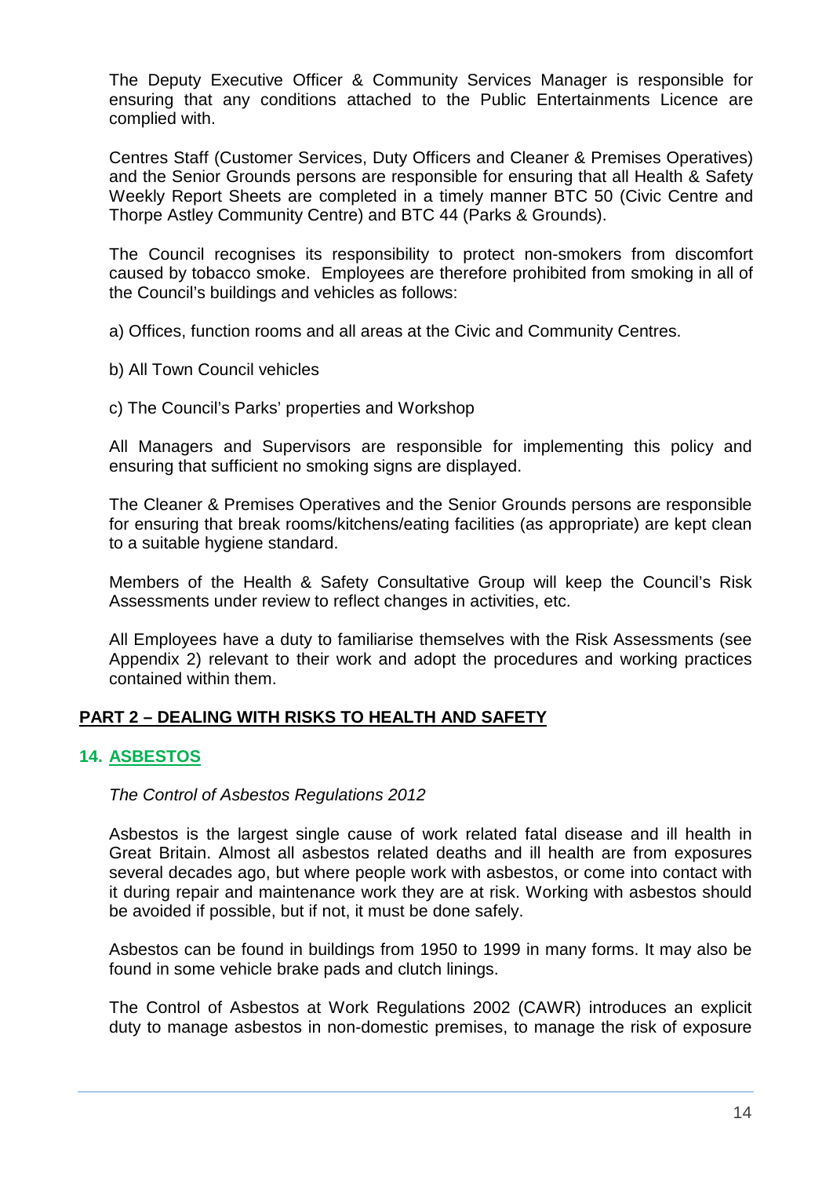The Deputy Executive Officer & Community Services Manager is responsible for ensuring that any conditions attached to the Public Entertainments Licence are complied with.

Centres Staff (Customer Services, Duty Officers and Cleaner & Premises Operatives) and the Senior Grounds persons are responsible for ensuring that all Health & Safety Weekly Report Sheets are completed in a timely manner BTC 50 (Civic Centre and Thorpe Astley Community Centre) and BTC 44 (Parks & Grounds).

The Council recognises its responsibility to protect non-smokers from discomfort caused by tobacco smoke. Employees are therefore prohibited from smoking in all of the Council's buildings and vehicles as follows:

a) Offices, function rooms and all areas at the Civic and Community Centres.

b) All Town Council vehicles

c) The Council's Parks' properties and Workshop

All Managers and Supervisors are responsible for implementing this policy and ensuring that sufficient no smoking signs are displayed.

The Cleaner & Premises Operatives and the Senior Grounds persons are responsible for ensuring that break rooms/kitchens/eating facilities (as appropriate) are kept clean to a suitable hygiene standard.

Members of the Health & Safety Consultative Group will keep the Council's Risk Assessments under review to reflect changes in activities, etc.

All Employees have a duty to familiarise themselves with the Risk Assessments (see Appendix 2) relevant to their work and adopt the procedures and working practices contained within them.

## PART 2 – DEALING WITH RISKS TO HEALTH AND SAFETY

### 14. ASBESTOS

*The Control of Asbestos Regulations 2012*

Asbestos is the largest single cause of work related fatal disease and ill health in Great Britain. Almost all asbestos related deaths and ill health are from exposures several decades ago, but where people work with asbestos, or come into contact with it during repair and maintenance work they are at risk. Working with asbestos should be avoided if possible, but if not, it must be done safely.

Asbestos can be found in buildings from 1950 to 1999 in many forms. It may also be found in some vehicle brake pads and clutch linings.

The Control of Asbestos at Work Regulations 2002 (CAWR) introduces an explicit duty to manage asbestos in non-domestic premises, to manage the risk of exposure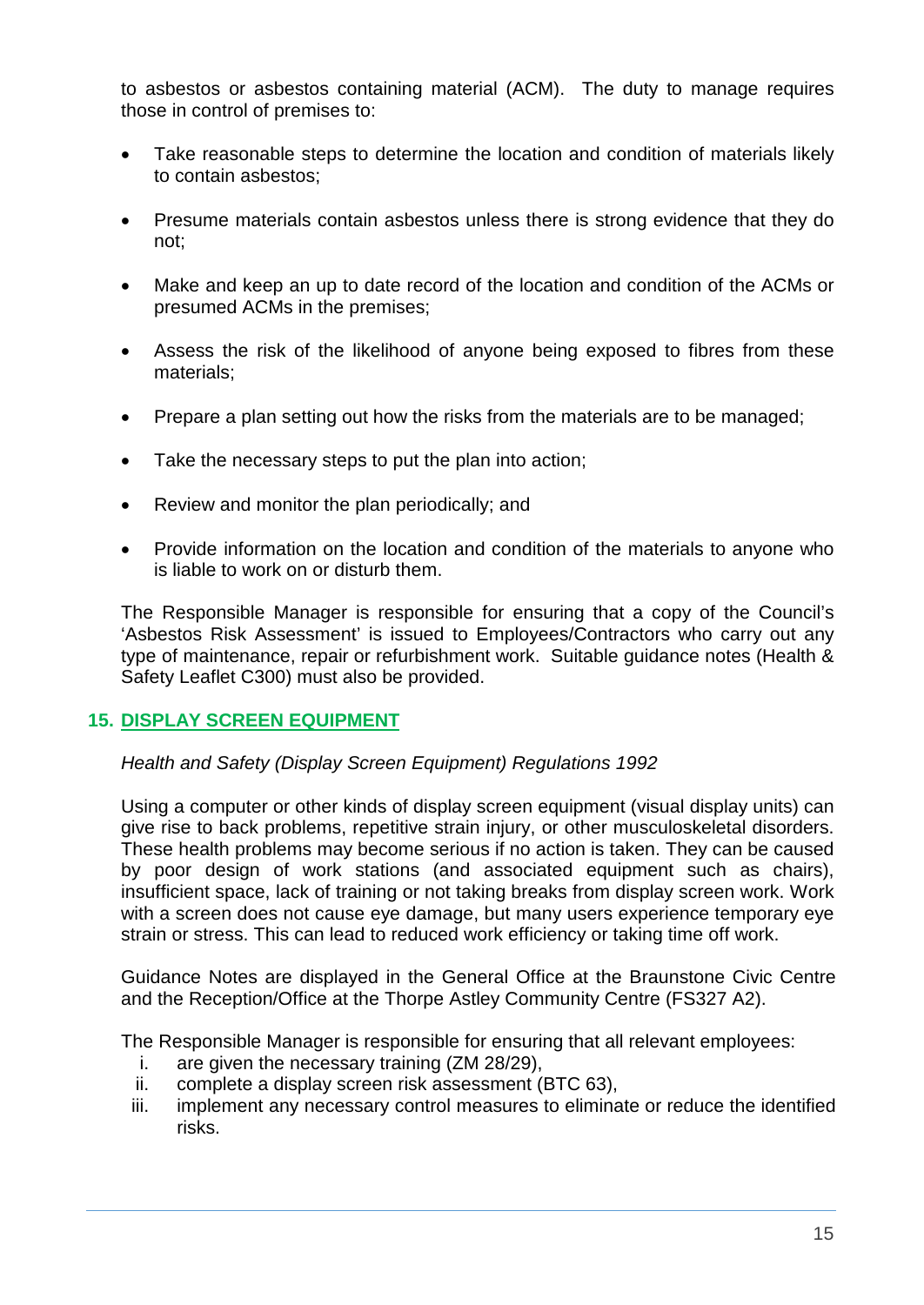to asbestos or asbestos containing material (ACM). The duty to manage requires those in control of premises to:

- Take reasonable steps to determine the location and condition of materials likely to contain asbestos;
- Presume materials contain asbestos unless there is strong evidence that they do not;
- Make and keep an up to date record of the location and condition of the ACMs or presumed ACMs in the premises;
- Assess the risk of the likelihood of anyone being exposed to fibres from these materials;
- Prepare a plan setting out how the risks from the materials are to be managed;
- Take the necessary steps to put the plan into action;
- Review and monitor the plan periodically; and
- Provide information on the location and condition of the materials to anyone who is liable to work on or disturb them.

The Responsible Manager is responsible for ensuring that a copy of the Council's 'Asbestos Risk Assessment' is issued to Employees/Contractors who carry out any type of maintenance, repair or refurbishment work. Suitable guidance notes (Health & Safety Leaflet C300) must also be provided.

## 15. DISPLAY SCREEN EQUIPMENT

*Health and Safety (Display Screen Equipment) Regulations 1992*

Using a computer or other kinds of display screen equipment (visual display units) can give rise to back problems, repetitive strain injury, or other musculoskeletal disorders. These health problems may become serious if no action is taken. They can be caused by poor design of work stations (and associated equipment such as chairs), insufficient space, lack of training or not taking breaks from display screen work. Work with a screen does not cause eye damage, but many users experience temporary eye strain or stress. This can lead to reduced work efficiency or taking time off work.

Guidance Notes are displayed in the General Office at the Braunstone Civic Centre and the Reception/Office at the Thorpe Astley Community Centre (FS327 A2).

The Responsible Manager is responsible for ensuring that all relevant employees:

i. are given the necessary training (ZM 28/29),
ii. complete a display screen risk assessment (BTC 63),
iii. implement any necessary control measures to eliminate or reduce the identified risks.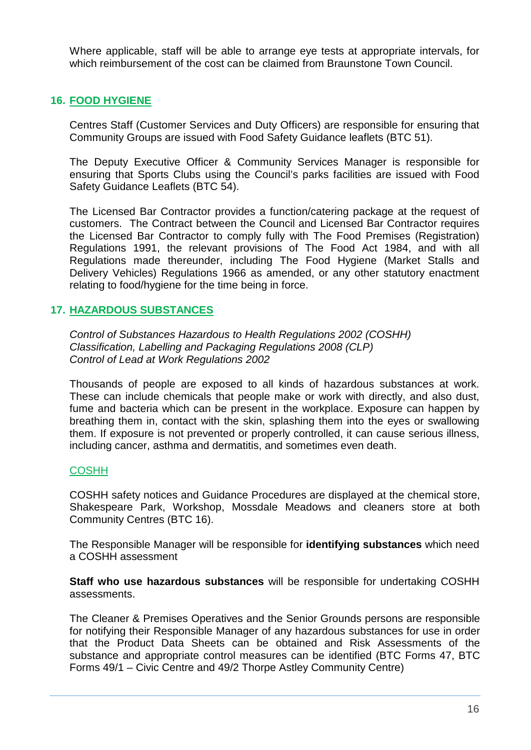Where applicable, staff will be able to arrange eye tests at appropriate intervals, for which reimbursement of the cost can be claimed from Braunstone Town Council.

## 16. FOOD HYGIENE

Centres Staff (Customer Services and Duty Officers) are responsible for ensuring that Community Groups are issued with Food Safety Guidance leaflets (BTC 51).

The Deputy Executive Officer & Community Services Manager is responsible for ensuring that Sports Clubs using the Council's parks facilities are issued with Food Safety Guidance Leaflets (BTC 54).

The Licensed Bar Contractor provides a function/catering package at the request of customers. The Contract between the Council and Licensed Bar Contractor requires the Licensed Bar Contractor to comply fully with The Food Premises (Registration) Regulations 1991, the relevant provisions of The Food Act 1984, and with all Regulations made thereunder, including The Food Hygiene (Market Stalls and Delivery Vehicles) Regulations 1966 as amended, or any other statutory enactment relating to food/hygiene for the time being in force.

## 17. HAZARDOUS SUBSTANCES

*Control of Substances Hazardous to Health Regulations 2002 (COSHH)*
*Classification, Labelling and Packaging Regulations 2008 (CLP)*
*Control of Lead at Work Regulations 2002*

Thousands of people are exposed to all kinds of hazardous substances at work. These can include chemicals that people make or work with directly, and also dust, fume and bacteria which can be present in the workplace. Exposure can happen by breathing them in, contact with the skin, splashing them into the eyes or swallowing them. If exposure is not prevented or properly controlled, it can cause serious illness, including cancer, asthma and dermatitis, and sometimes even death.

### COSHH

COSHH safety notices and Guidance Procedures are displayed at the chemical store, Shakespeare Park, Workshop, Mossdale Meadows and cleaners store at both Community Centres (BTC 16).

The Responsible Manager will be responsible for **identifying substances** which need a COSHH assessment

**Staff who use hazardous substances** will be responsible for undertaking COSHH assessments.

The Cleaner & Premises Operatives and the Senior Grounds persons are responsible for notifying their Responsible Manager of any hazardous substances for use in order that the Product Data Sheets can be obtained and Risk Assessments of the substance and appropriate control measures can be identified (BTC Forms 47, BTC Forms 49/1 – Civic Centre and 49/2 Thorpe Astley Community Centre)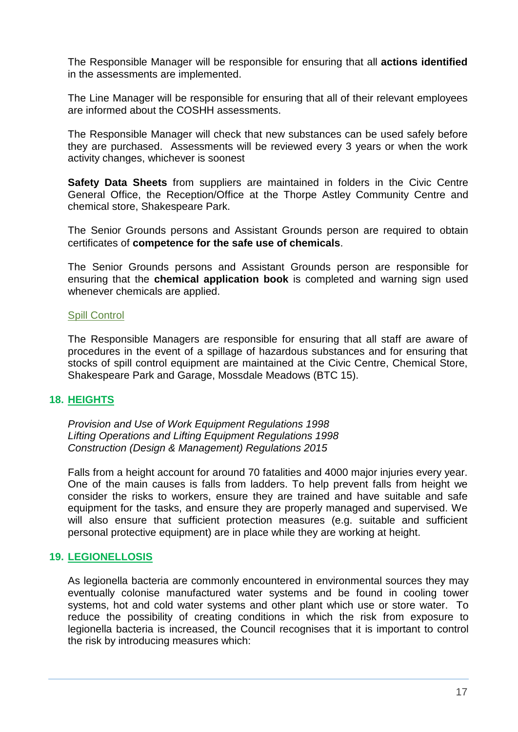The Responsible Manager will be responsible for ensuring that all **actions identified** in the assessments are implemented.

The Line Manager will be responsible for ensuring that all of their relevant employees are informed about the COSHH assessments.

The Responsible Manager will check that new substances can be used safely before they are purchased. Assessments will be reviewed every 3 years or when the work activity changes, whichever is soonest

**Safety Data Sheets** from suppliers are maintained in folders in the Civic Centre General Office, the Reception/Office at the Thorpe Astley Community Centre and chemical store, Shakespeare Park.

The Senior Grounds persons and Assistant Grounds person are required to obtain certificates of **competence for the safe use of chemicals**.

The Senior Grounds persons and Assistant Grounds person are responsible for ensuring that the **chemical application book** is completed and warning sign used whenever chemicals are applied.

Spill Control

The Responsible Managers are responsible for ensuring that all staff are aware of procedures in the event of a spillage of hazardous substances and for ensuring that stocks of spill control equipment are maintained at the Civic Centre, Chemical Store, Shakespeare Park and Garage, Mossdale Meadows (BTC 15).

## 18. HEIGHTS

*Provision and Use of Work Equipment Regulations 1998*
*Lifting Operations and Lifting Equipment Regulations 1998*
*Construction (Design & Management) Regulations 2015*

Falls from a height account for around 70 fatalities and 4000 major injuries every year. One of the main causes is falls from ladders. To help prevent falls from height we consider the risks to workers, ensure they are trained and have suitable and safe equipment for the tasks, and ensure they are properly managed and supervised. We will also ensure that sufficient protection measures (e.g. suitable and sufficient personal protective equipment) are in place while they are working at height.

## 19. LEGIONELLOSIS

As legionella bacteria are commonly encountered in environmental sources they may eventually colonise manufactured water systems and be found in cooling tower systems, hot and cold water systems and other plant which use or store water. To reduce the possibility of creating conditions in which the risk from exposure to legionella bacteria is increased, the Council recognises that it is important to control the risk by introducing measures which: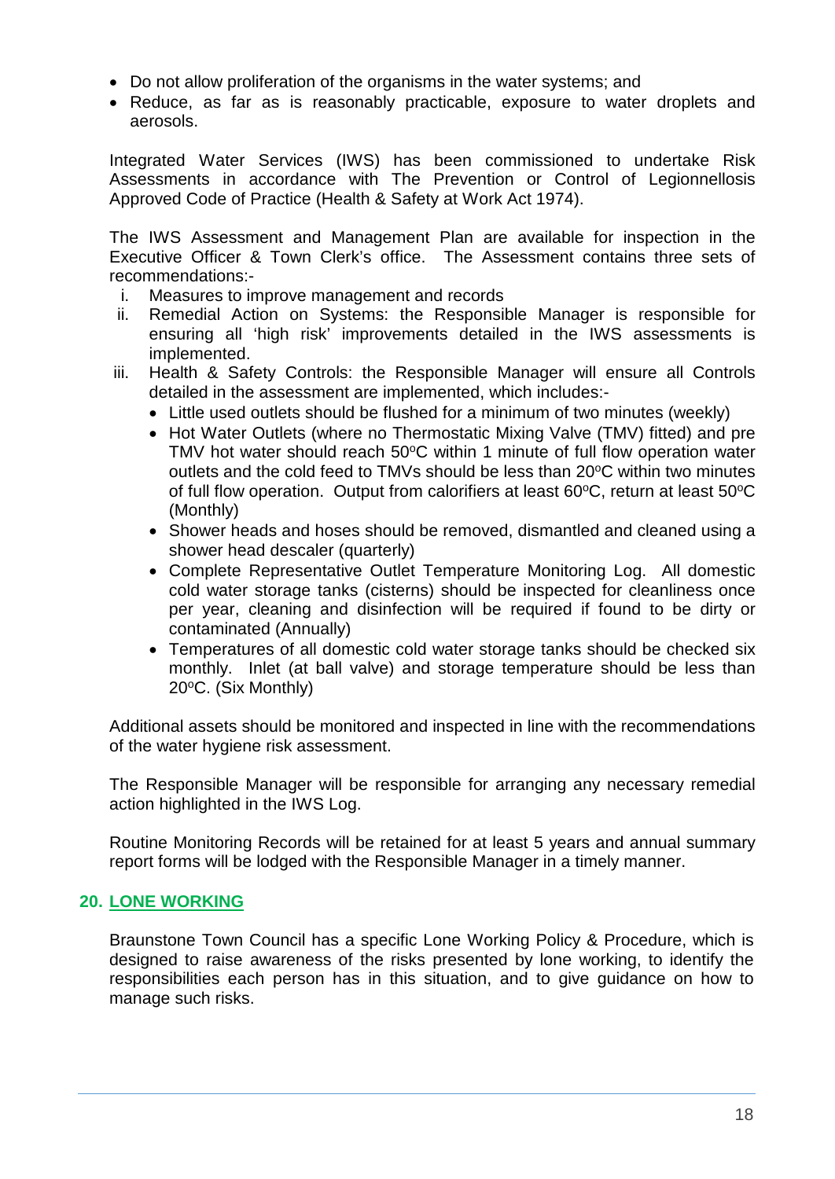- Do not allow proliferation of the organisms in the water systems; and
- Reduce, as far as is reasonably practicable, exposure to water droplets and aerosols.

Integrated Water Services (IWS) has been commissioned to undertake Risk Assessments in accordance with The Prevention or Control of Legionnellosis Approved Code of Practice (Health & Safety at Work Act 1974).

The IWS Assessment and Management Plan are available for inspection in the Executive Officer & Town Clerk's office. The Assessment contains three sets of recommendations:-

i. Measures to improve management and records
ii. Remedial Action on Systems: the Responsible Manager is responsible for ensuring all 'high risk' improvements detailed in the IWS assessments is implemented.
iii. Health & Safety Controls: the Responsible Manager will ensure all Controls detailed in the assessment are implemented, which includes:-
    - Little used outlets should be flushed for a minimum of two minutes (weekly)
    - Hot Water Outlets (where no Thermostatic Mixing Valve (TMV) fitted) and pre TMV hot water should reach 50°C within 1 minute of full flow operation water outlets and the cold feed to TMVs should be less than 20°C within two minutes of full flow operation. Output from calorifiers at least 60°C, return at least 50°C (Monthly)
    - Shower heads and hoses should be removed, dismantled and cleaned using a shower head descaler (quarterly)
    - Complete Representative Outlet Temperature Monitoring Log. All domestic cold water storage tanks (cisterns) should be inspected for cleanliness once per year, cleaning and disinfection will be required if found to be dirty or contaminated (Annually)
    - Temperatures of all domestic cold water storage tanks should be checked six monthly. Inlet (at ball valve) and storage temperature should be less than 20°C. (Six Monthly)

Additional assets should be monitored and inspected in line with the recommendations of the water hygiene risk assessment.

The Responsible Manager will be responsible for arranging any necessary remedial action highlighted in the IWS Log.

Routine Monitoring Records will be retained for at least 5 years and annual summary report forms will be lodged with the Responsible Manager in a timely manner.

## 20. LONE WORKING

Braunstone Town Council has a specific Lone Working Policy & Procedure, which is designed to raise awareness of the risks presented by lone working, to identify the responsibilities each person has in this situation, and to give guidance on how to manage such risks.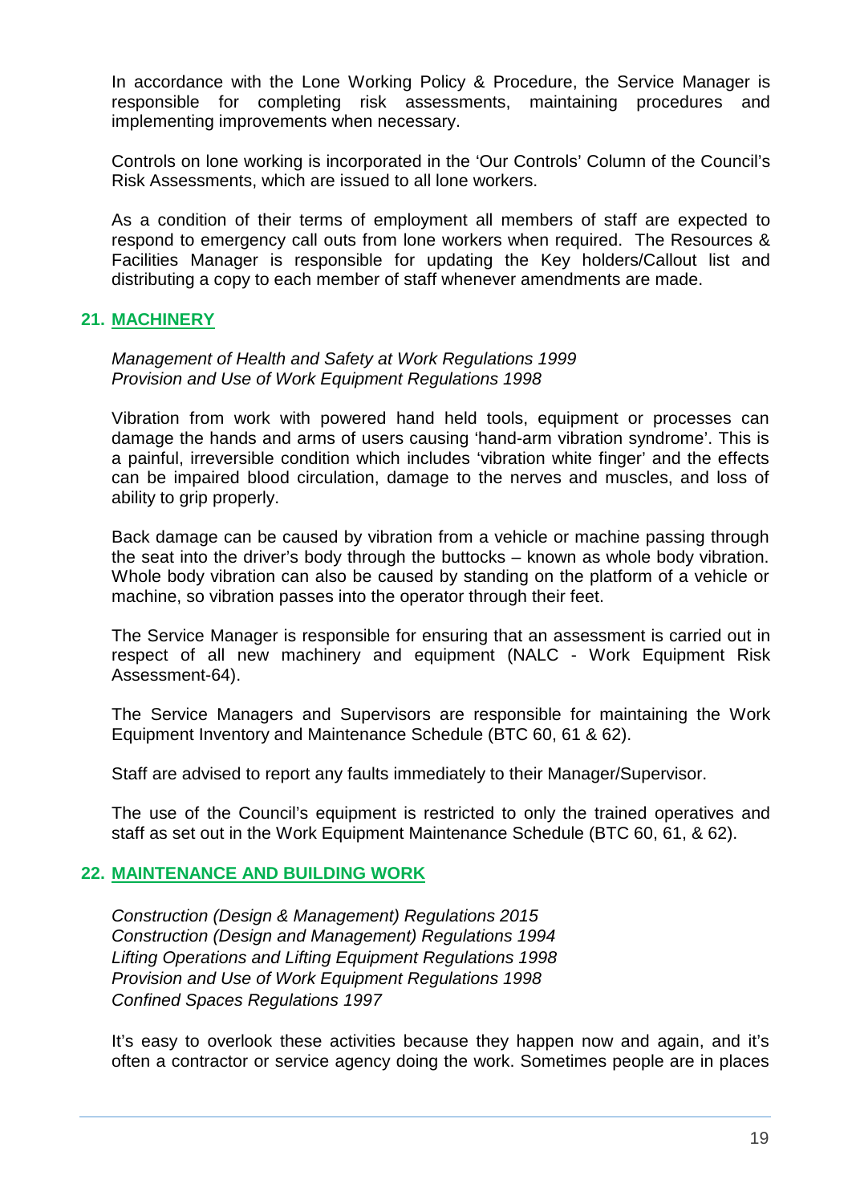In accordance with the Lone Working Policy & Procedure, the Service Manager is responsible for completing risk assessments, maintaining procedures and implementing improvements when necessary.

Controls on lone working is incorporated in the 'Our Controls' Column of the Council's Risk Assessments, which are issued to all lone workers.

As a condition of their terms of employment all members of staff are expected to respond to emergency call outs from lone workers when required. The Resources & Facilities Manager is responsible for updating the Key holders/Callout list and distributing a copy to each member of staff whenever amendments are made.

## 21. MACHINERY

*Management of Health and Safety at Work Regulations 1999*
*Provision and Use of Work Equipment Regulations 1998*

Vibration from work with powered hand held tools, equipment or processes can damage the hands and arms of users causing 'hand-arm vibration syndrome'. This is a painful, irreversible condition which includes 'vibration white finger' and the effects can be impaired blood circulation, damage to the nerves and muscles, and loss of ability to grip properly.

Back damage can be caused by vibration from a vehicle or machine passing through the seat into the driver's body through the buttocks – known as whole body vibration. Whole body vibration can also be caused by standing on the platform of a vehicle or machine, so vibration passes into the operator through their feet.

The Service Manager is responsible for ensuring that an assessment is carried out in respect of all new machinery and equipment (NALC - Work Equipment Risk Assessment-64).

The Service Managers and Supervisors are responsible for maintaining the Work Equipment Inventory and Maintenance Schedule (BTC 60, 61 & 62).

Staff are advised to report any faults immediately to their Manager/Supervisor.

The use of the Council's equipment is restricted to only the trained operatives and staff as set out in the Work Equipment Maintenance Schedule (BTC 60, 61, & 62).

## 22. MAINTENANCE AND BUILDING WORK

*Construction (Design & Management) Regulations 2015*
*Construction (Design and Management) Regulations 1994*
*Lifting Operations and Lifting Equipment Regulations 1998*
*Provision and Use of Work Equipment Regulations 1998*
*Confined Spaces Regulations 1997*

It's easy to overlook these activities because they happen now and again, and it's often a contractor or service agency doing the work. Sometimes people are in places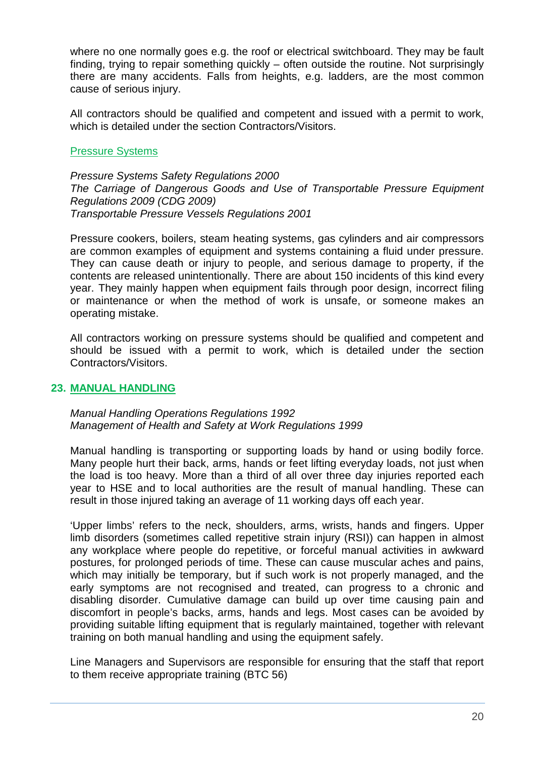where no one normally goes e.g. the roof or electrical switchboard. They may be fault finding, trying to repair something quickly – often outside the routine. Not surprisingly there are many accidents. Falls from heights, e.g. ladders, are the most common cause of serious injury.

All contractors should be qualified and competent and issued with a permit to work, which is detailed under the section Contractors/Visitors.

### Pressure Systems

*Pressure Systems Safety Regulations 2000*
*The Carriage of Dangerous Goods and Use of Transportable Pressure Equipment Regulations 2009 (CDG 2009)*
*Transportable Pressure Vessels Regulations 2001*

Pressure cookers, boilers, steam heating systems, gas cylinders and air compressors are common examples of equipment and systems containing a fluid under pressure. They can cause death or injury to people, and serious damage to property, if the contents are released unintentionally. There are about 150 incidents of this kind every year. They mainly happen when equipment fails through poor design, incorrect filing or maintenance or when the method of work is unsafe, or someone makes an operating mistake.

All contractors working on pressure systems should be qualified and competent and should be issued with a permit to work, which is detailed under the section Contractors/Visitors.

## 23. MANUAL HANDLING

*Manual Handling Operations Regulations 1992*
*Management of Health and Safety at Work Regulations 1999*

Manual handling is transporting or supporting loads by hand or using bodily force. Many people hurt their back, arms, hands or feet lifting everyday loads, not just when the load is too heavy. More than a third of all over three day injuries reported each year to HSE and to local authorities are the result of manual handling. These can result in those injured taking an average of 11 working days off each year.

'Upper limbs' refers to the neck, shoulders, arms, wrists, hands and fingers. Upper limb disorders (sometimes called repetitive strain injury (RSI)) can happen in almost any workplace where people do repetitive, or forceful manual activities in awkward postures, for prolonged periods of time. These can cause muscular aches and pains, which may initially be temporary, but if such work is not properly managed, and the early symptoms are not recognised and treated, can progress to a chronic and disabling disorder. Cumulative damage can build up over time causing pain and discomfort in people's backs, arms, hands and legs. Most cases can be avoided by providing suitable lifting equipment that is regularly maintained, together with relevant training on both manual handling and using the equipment safely.

Line Managers and Supervisors are responsible for ensuring that the staff that report to them receive appropriate training (BTC 56)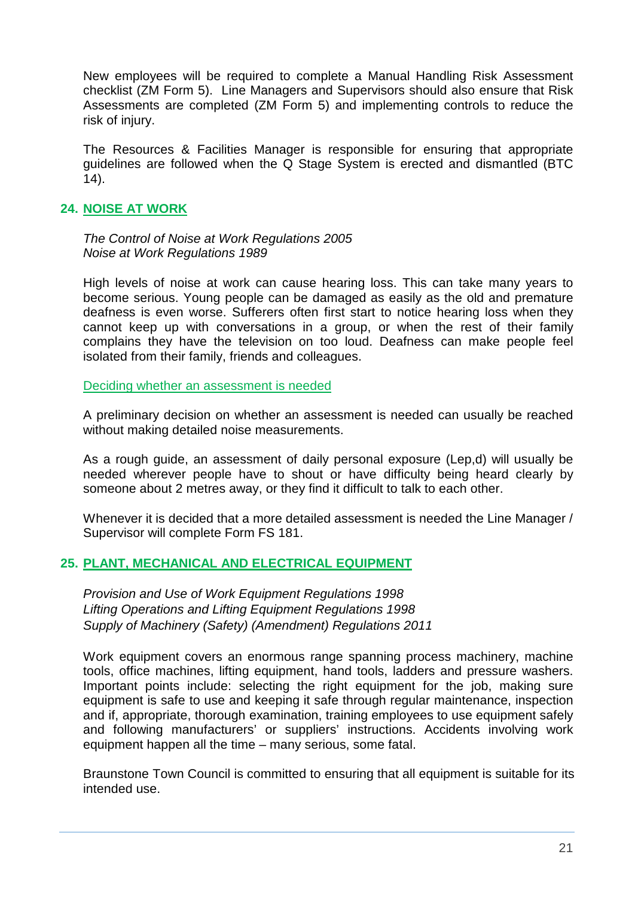New employees will be required to complete a Manual Handling Risk Assessment checklist (ZM Form 5). Line Managers and Supervisors should also ensure that Risk Assessments are completed (ZM Form 5) and implementing controls to reduce the risk of injury.

The Resources & Facilities Manager is responsible for ensuring that appropriate guidelines are followed when the Q Stage System is erected and dismantled (BTC 14).

## 24. NOISE AT WORK

*The Control of Noise at Work Regulations 2005*
*Noise at Work Regulations 1989*

High levels of noise at work can cause hearing loss. This can take many years to become serious. Young people can be damaged as easily as the old and premature deafness is even worse. Sufferers often first start to notice hearing loss when they cannot keep up with conversations in a group, or when the rest of their family complains they have the television on too loud. Deafness can make people feel isolated from their family, friends and colleagues.

### Deciding whether an assessment is needed

A preliminary decision on whether an assessment is needed can usually be reached without making detailed noise measurements.

As a rough guide, an assessment of daily personal exposure (Lep,d) will usually be needed wherever people have to shout or have difficulty being heard clearly by someone about 2 metres away, or they find it difficult to talk to each other.

Whenever it is decided that a more detailed assessment is needed the Line Manager / Supervisor will complete Form FS 181.

## 25. PLANT, MECHANICAL AND ELECTRICAL EQUIPMENT

*Provision and Use of Work Equipment Regulations 1998*
*Lifting Operations and Lifting Equipment Regulations 1998*
*Supply of Machinery (Safety) (Amendment) Regulations 2011*

Work equipment covers an enormous range spanning process machinery, machine tools, office machines, lifting equipment, hand tools, ladders and pressure washers. Important points include: selecting the right equipment for the job, making sure equipment is safe to use and keeping it safe through regular maintenance, inspection and if, appropriate, thorough examination, training employees to use equipment safely and following manufacturers' or suppliers' instructions. Accidents involving work equipment happen all the time – many serious, some fatal.

Braunstone Town Council is committed to ensuring that all equipment is suitable for its intended use.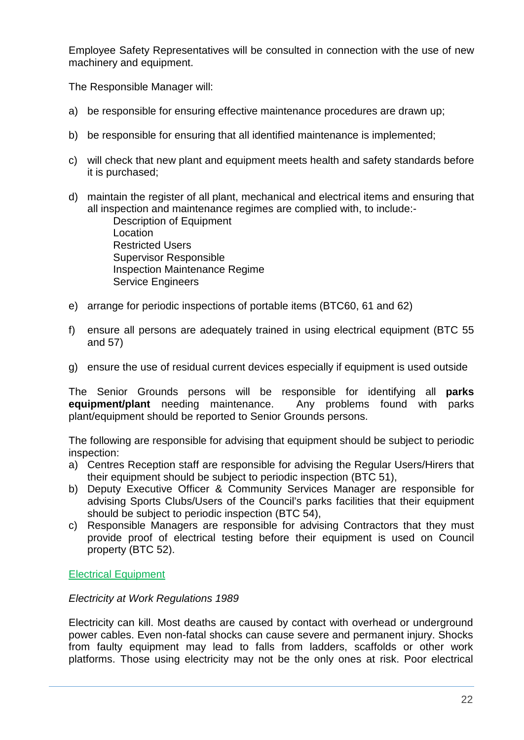Employee Safety Representatives will be consulted in connection with the use of new machinery and equipment.

The Responsible Manager will:

a) be responsible for ensuring effective maintenance procedures are drawn up;

b) be responsible for ensuring that all identified maintenance is implemented;

c) will check that new plant and equipment meets health and safety standards before it is purchased;

d) maintain the register of all plant, mechanical and electrical items and ensuring that all inspection and maintenance regimes are complied with, to include:-
   Description of Equipment
   Location
   Restricted Users
   Supervisor Responsible
   Inspection Maintenance Regime
   Service Engineers

e) arrange for periodic inspections of portable items (BTC60, 61 and 62)

f) ensure all persons are adequately trained in using electrical equipment (BTC 55 and 57)

g) ensure the use of residual current devices especially if equipment is used outside

The Senior Grounds persons will be responsible for identifying all **parks equipment/plant** needing maintenance. Any problems found with parks plant/equipment should be reported to Senior Grounds persons.

The following are responsible for advising that equipment should be subject to periodic inspection:

a) Centres Reception staff are responsible for advising the Regular Users/Hirers that their equipment should be subject to periodic inspection (BTC 51),
b) Deputy Executive Officer & Community Services Manager are responsible for advising Sports Clubs/Users of the Council's parks facilities that their equipment should be subject to periodic inspection (BTC 54),
c) Responsible Managers are responsible for advising Contractors that they must provide proof of electrical testing before their equipment is used on Council property (BTC 52).

## Electrical Equipment

*Electricity at Work Regulations 1989*

Electricity can kill. Most deaths are caused by contact with overhead or underground power cables. Even non-fatal shocks can cause severe and permanent injury. Shocks from faulty equipment may lead to falls from ladders, scaffolds or other work platforms. Those using electricity may not be the only ones at risk. Poor electrical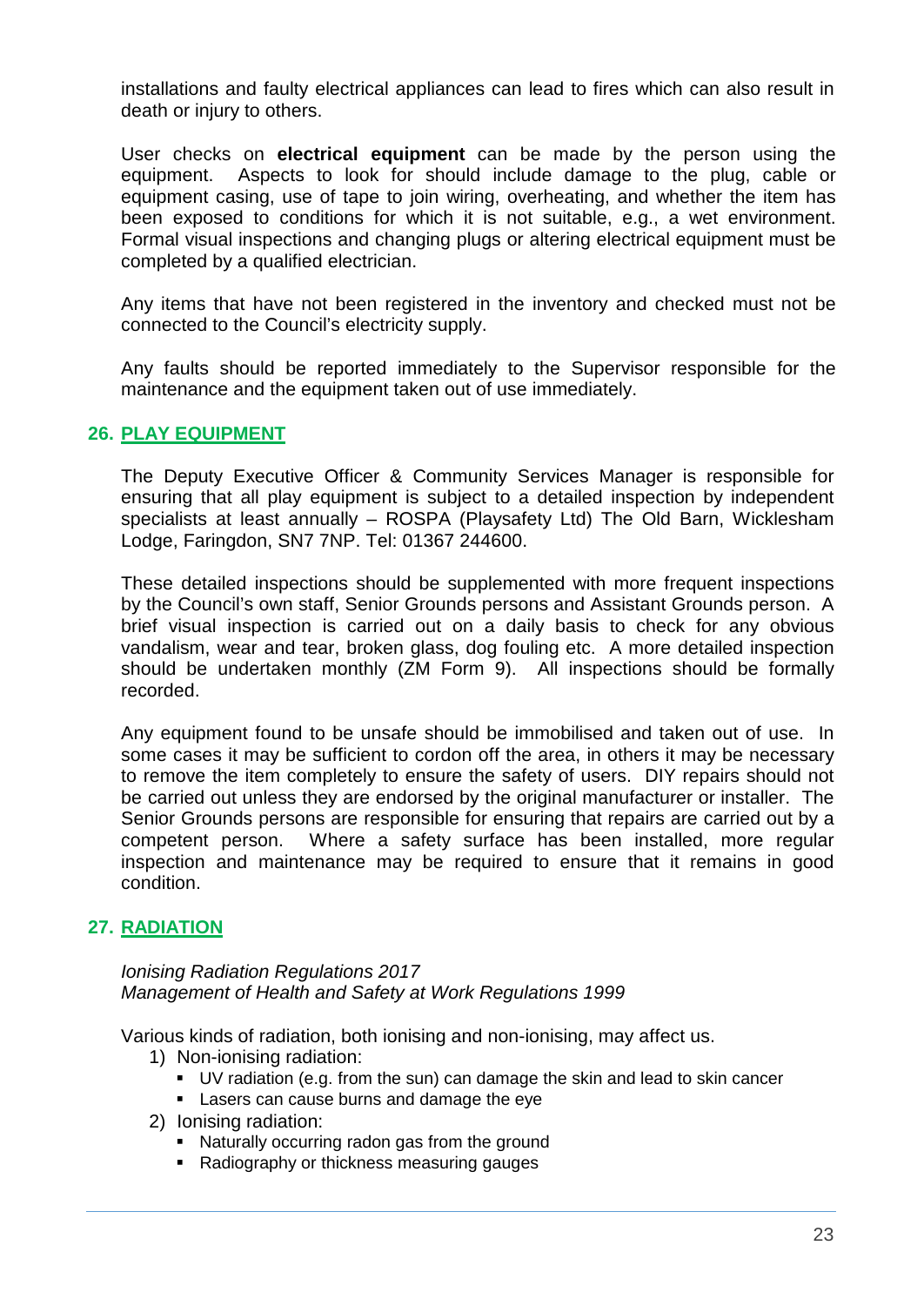installations and faulty electrical appliances can lead to fires which can also result in death or injury to others.

User checks on **electrical equipment** can be made by the person using the equipment. Aspects to look for should include damage to the plug, cable or equipment casing, use of tape to join wiring, overheating, and whether the item has been exposed to conditions for which it is not suitable, e.g., a wet environment. Formal visual inspections and changing plugs or altering electrical equipment must be completed by a qualified electrician.

Any items that have not been registered in the inventory and checked must not be connected to the Council's electricity supply.

Any faults should be reported immediately to the Supervisor responsible for the maintenance and the equipment taken out of use immediately.

## 26. PLAY EQUIPMENT

The Deputy Executive Officer & Community Services Manager is responsible for ensuring that all play equipment is subject to a detailed inspection by independent specialists at least annually – ROSPA (Playsafety Ltd) The Old Barn, Wicklesham Lodge, Faringdon, SN7 7NP. Tel: 01367 244600.

These detailed inspections should be supplemented with more frequent inspections by the Council's own staff, Senior Grounds persons and Assistant Grounds person. A brief visual inspection is carried out on a daily basis to check for any obvious vandalism, wear and tear, broken glass, dog fouling etc. A more detailed inspection should be undertaken monthly (ZM Form 9). All inspections should be formally recorded.

Any equipment found to be unsafe should be immobilised and taken out of use. In some cases it may be sufficient to cordon off the area, in others it may be necessary to remove the item completely to ensure the safety of users. DIY repairs should not be carried out unless they are endorsed by the original manufacturer or installer. The Senior Grounds persons are responsible for ensuring that repairs are carried out by a competent person. Where a safety surface has been installed, more regular inspection and maintenance may be required to ensure that it remains in good condition.

## 27. RADIATION

*Ionising Radiation Regulations 2017*
*Management of Health and Safety at Work Regulations 1999*

Various kinds of radiation, both ionising and non-ionising, may affect us.

1) Non-ionising radiation:
   - UV radiation (e.g. from the sun) can damage the skin and lead to skin cancer
   - Lasers can cause burns and damage the eye
2) Ionising radiation:
   - Naturally occurring radon gas from the ground
   - Radiography or thickness measuring gauges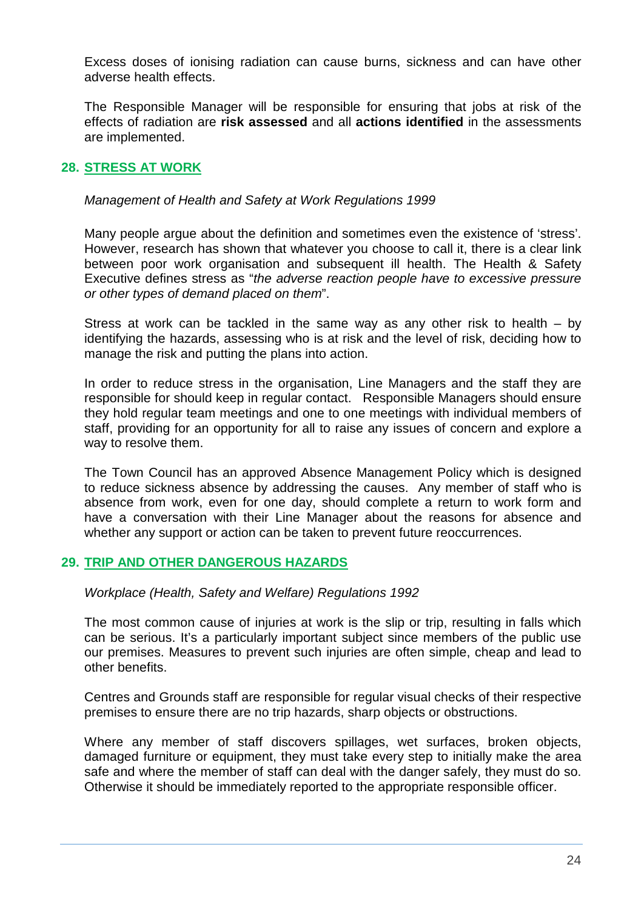Excess doses of ionising radiation can cause burns, sickness and can have other adverse health effects.

The Responsible Manager will be responsible for ensuring that jobs at risk of the effects of radiation are **risk assessed** and all **actions identified** in the assessments are implemented.

## 28. STRESS AT WORK

*Management of Health and Safety at Work Regulations 1999*

Many people argue about the definition and sometimes even the existence of 'stress'. However, research has shown that whatever you choose to call it, there is a clear link between poor work organisation and subsequent ill health. The Health & Safety Executive defines stress as "*the adverse reaction people have to excessive pressure or other types of demand placed on them*".

Stress at work can be tackled in the same way as any other risk to health – by identifying the hazards, assessing who is at risk and the level of risk, deciding how to manage the risk and putting the plans into action.

In order to reduce stress in the organisation, Line Managers and the staff they are responsible for should keep in regular contact. Responsible Managers should ensure they hold regular team meetings and one to one meetings with individual members of staff, providing for an opportunity for all to raise any issues of concern and explore a way to resolve them.

The Town Council has an approved Absence Management Policy which is designed to reduce sickness absence by addressing the causes. Any member of staff who is absence from work, even for one day, should complete a return to work form and have a conversation with their Line Manager about the reasons for absence and whether any support or action can be taken to prevent future reoccurrences.

## 29. TRIP AND OTHER DANGEROUS HAZARDS

*Workplace (Health, Safety and Welfare) Regulations 1992*

The most common cause of injuries at work is the slip or trip, resulting in falls which can be serious. It's a particularly important subject since members of the public use our premises. Measures to prevent such injuries are often simple, cheap and lead to other benefits.

Centres and Grounds staff are responsible for regular visual checks of their respective premises to ensure there are no trip hazards, sharp objects or obstructions.

Where any member of staff discovers spillages, wet surfaces, broken objects, damaged furniture or equipment, they must take every step to initially make the area safe and where the member of staff can deal with the danger safely, they must do so. Otherwise it should be immediately reported to the appropriate responsible officer.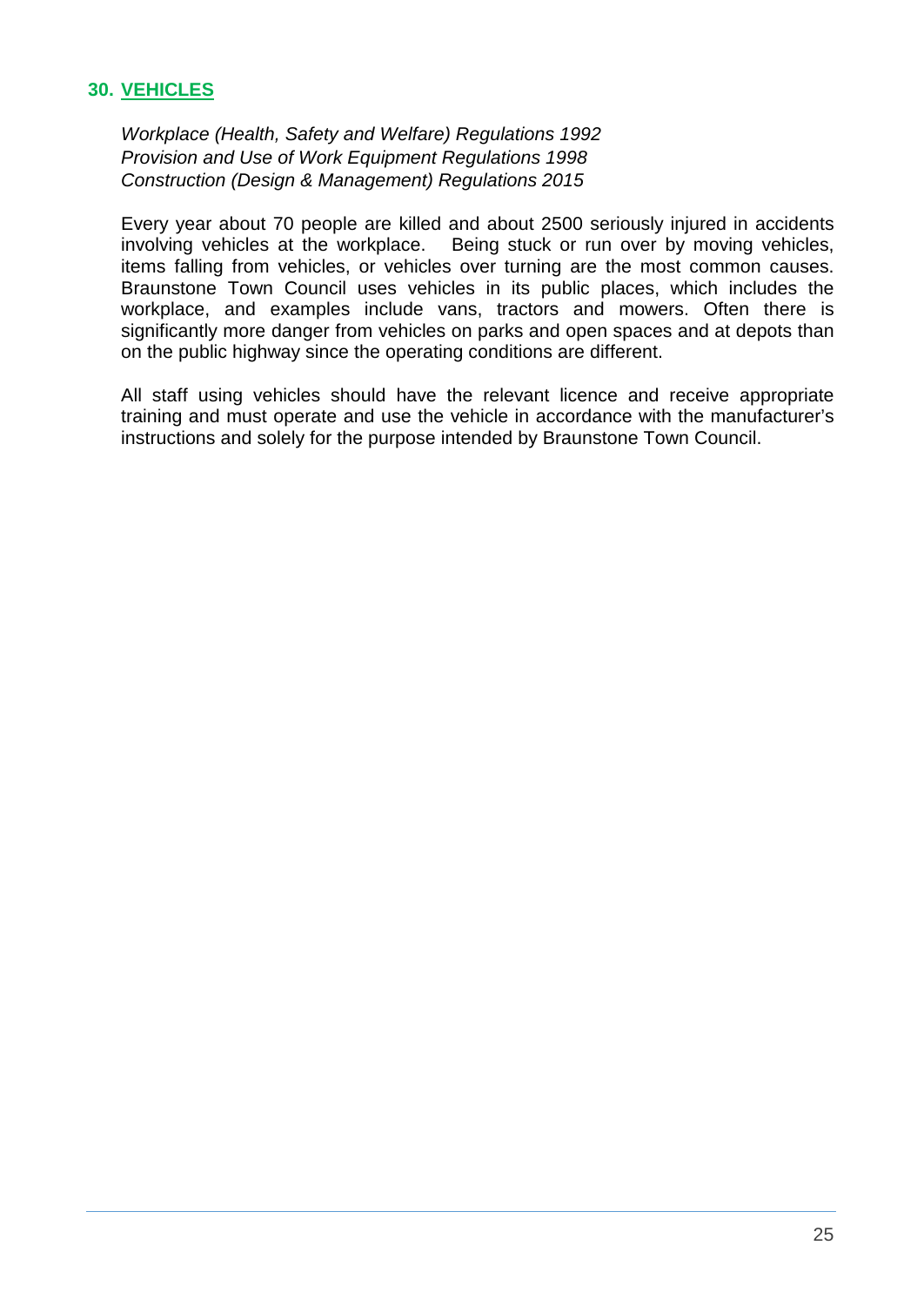## 30. VEHICLES

*Workplace (Health, Safety and Welfare) Regulations 1992*
*Provision and Use of Work Equipment Regulations 1998*
*Construction (Design & Management) Regulations 2015*

Every year about 70 people are killed and about 2500 seriously injured in accidents involving vehicles at the workplace. Being stuck or run over by moving vehicles, items falling from vehicles, or vehicles over turning are the most common causes. Braunstone Town Council uses vehicles in its public places, which includes the workplace, and examples include vans, tractors and mowers. Often there is significantly more danger from vehicles on parks and open spaces and at depots than on the public highway since the operating conditions are different.

All staff using vehicles should have the relevant licence and receive appropriate training and must operate and use the vehicle in accordance with the manufacturer's instructions and solely for the purpose intended by Braunstone Town Council.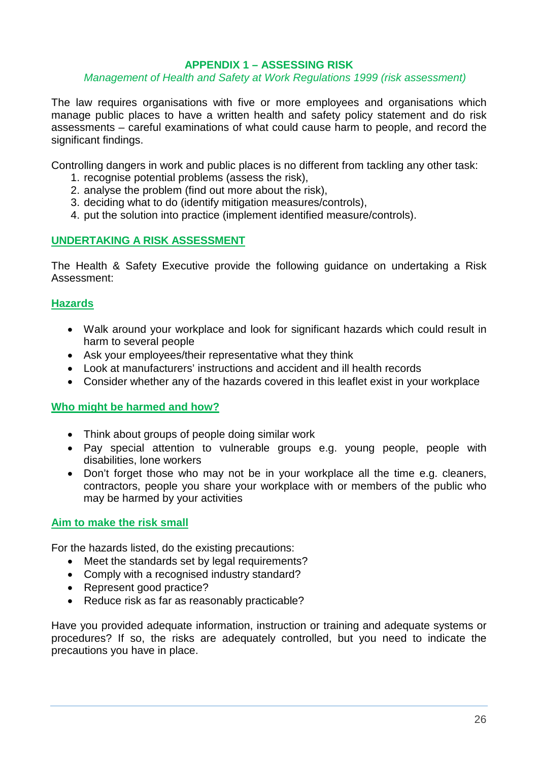# APPENDIX 1 – ASSESSING RISK

*Management of Health and Safety at Work Regulations 1999 (risk assessment)*

The law requires organisations with five or more employees and organisations which manage public places to have a written health and safety policy statement and do risk assessments – careful examinations of what could cause harm to people, and record the significant findings.

Controlling dangers in work and public places is no different from tackling any other task:

1. recognise potential problems (assess the risk),
2. analyse the problem (find out more about the risk),
3. deciding what to do (identify mitigation measures/controls),
4. put the solution into practice (implement identified measure/controls).

## UNDERTAKING A RISK ASSESSMENT

The Health & Safety Executive provide the following guidance on undertaking a Risk Assessment:

### Hazards

- Walk around your workplace and look for significant hazards which could result in harm to several people
- Ask your employees/their representative what they think
- Look at manufacturers' instructions and accident and ill health records
- Consider whether any of the hazards covered in this leaflet exist in your workplace

### Who might be harmed and how?

- Think about groups of people doing similar work
- Pay special attention to vulnerable groups e.g. young people, people with disabilities, lone workers
- Don't forget those who may not be in your workplace all the time e.g. cleaners, contractors, people you share your workplace with or members of the public who may be harmed by your activities

### Aim to make the risk small

For the hazards listed, do the existing precautions:

- Meet the standards set by legal requirements?
- Comply with a recognised industry standard?
- Represent good practice?
- Reduce risk as far as reasonably practicable?

Have you provided adequate information, instruction or training and adequate systems or procedures? If so, the risks are adequately controlled, but you need to indicate the precautions you have in place.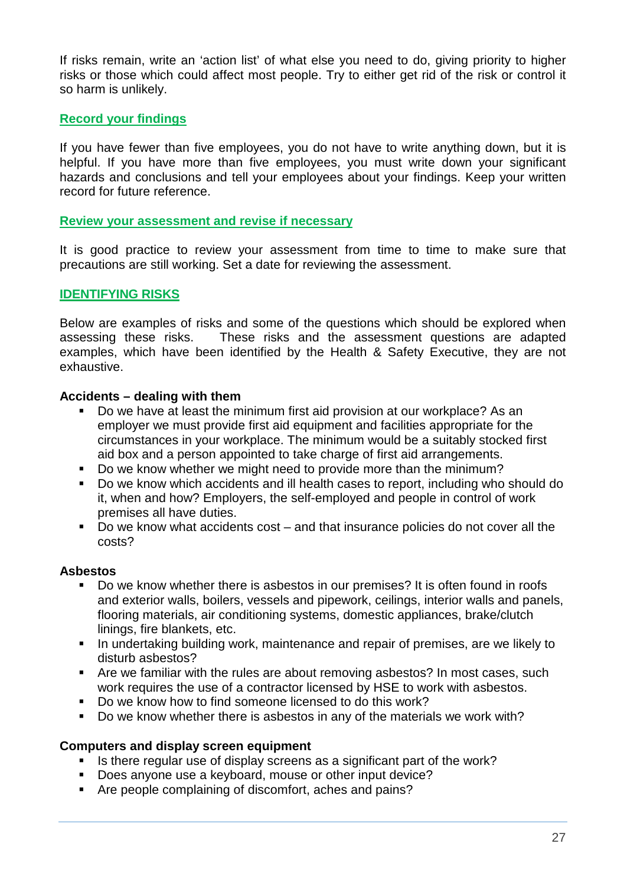If risks remain, write an 'action list' of what else you need to do, giving priority to higher risks or those which could affect most people. Try to either get rid of the risk or control it so harm is unlikely.

### Record your findings

If you have fewer than five employees, you do not have to write anything down, but it is helpful. If you have more than five employees, you must write down your significant hazards and conclusions and tell your employees about your findings. Keep your written record for future reference.

### Review your assessment and revise if necessary

It is good practice to review your assessment from time to time to make sure that precautions are still working. Set a date for reviewing the assessment.

## IDENTIFYING RISKS

Below are examples of risks and some of the questions which should be explored when assessing these risks. These risks and the assessment questions are adapted examples, which have been identified by the Health & Safety Executive, they are not exhaustive.

**Accidents – dealing with them**

- Do we have at least the minimum first aid provision at our workplace? As an employer we must provide first aid equipment and facilities appropriate for the circumstances in your workplace. The minimum would be a suitably stocked first aid box and a person appointed to take charge of first aid arrangements.
- Do we know whether we might need to provide more than the minimum?
- Do we know which accidents and ill health cases to report, including who should do it, when and how? Employers, the self-employed and people in control of work premises all have duties.
- Do we know what accidents cost – and that insurance policies do not cover all the costs?

**Asbestos**

- Do we know whether there is asbestos in our premises? It is often found in roofs and exterior walls, boilers, vessels and pipework, ceilings, interior walls and panels, flooring materials, air conditioning systems, domestic appliances, brake/clutch linings, fire blankets, etc.
- In undertaking building work, maintenance and repair of premises, are we likely to disturb asbestos?
- Are we familiar with the rules are about removing asbestos? In most cases, such work requires the use of a contractor licensed by HSE to work with asbestos.
- Do we know how to find someone licensed to do this work?
- Do we know whether there is asbestos in any of the materials we work with?

**Computers and display screen equipment**

- Is there regular use of display screens as a significant part of the work?
- Does anyone use a keyboard, mouse or other input device?
- Are people complaining of discomfort, aches and pains?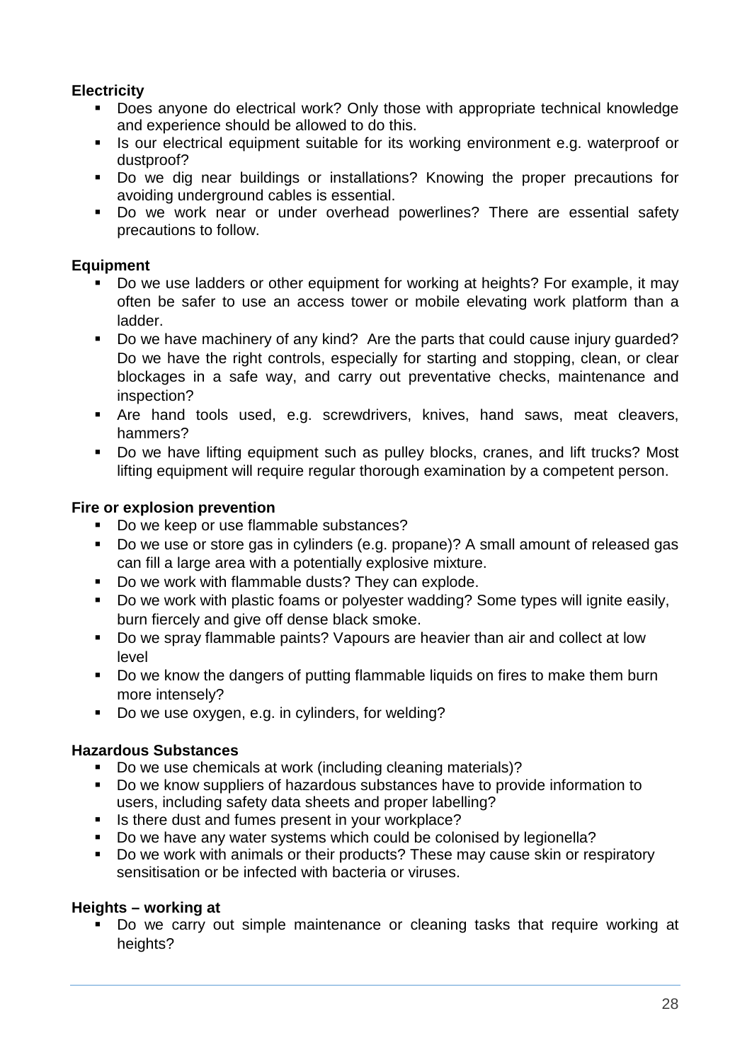**Electricity**

- Does anyone do electrical work? Only those with appropriate technical knowledge and experience should be allowed to do this.
- Is our electrical equipment suitable for its working environment e.g. waterproof or dustproof?
- Do we dig near buildings or installations? Knowing the proper precautions for avoiding underground cables is essential.
- Do we work near or under overhead powerlines? There are essential safety precautions to follow.

**Equipment**

- Do we use ladders or other equipment for working at heights? For example, it may often be safer to use an access tower or mobile elevating work platform than a ladder.
- Do we have machinery of any kind? Are the parts that could cause injury guarded? Do we have the right controls, especially for starting and stopping, clean, or clear blockages in a safe way, and carry out preventative checks, maintenance and inspection?
- Are hand tools used, e.g. screwdrivers, knives, hand saws, meat cleavers, hammers?
- Do we have lifting equipment such as pulley blocks, cranes, and lift trucks? Most lifting equipment will require regular thorough examination by a competent person.

**Fire or explosion prevention**

- Do we keep or use flammable substances?
- Do we use or store gas in cylinders (e.g. propane)? A small amount of released gas can fill a large area with a potentially explosive mixture.
- Do we work with flammable dusts? They can explode.
- Do we work with plastic foams or polyester wadding? Some types will ignite easily, burn fiercely and give off dense black smoke.
- Do we spray flammable paints? Vapours are heavier than air and collect at low level
- Do we know the dangers of putting flammable liquids on fires to make them burn more intensely?
- Do we use oxygen, e.g. in cylinders, for welding?

**Hazardous Substances**

- Do we use chemicals at work (including cleaning materials)?
- Do we know suppliers of hazardous substances have to provide information to users, including safety data sheets and proper labelling?
- Is there dust and fumes present in your workplace?
- Do we have any water systems which could be colonised by legionella?
- Do we work with animals or their products? These may cause skin or respiratory sensitisation or be infected with bacteria or viruses.

**Heights – working at**

- Do we carry out simple maintenance or cleaning tasks that require working at heights?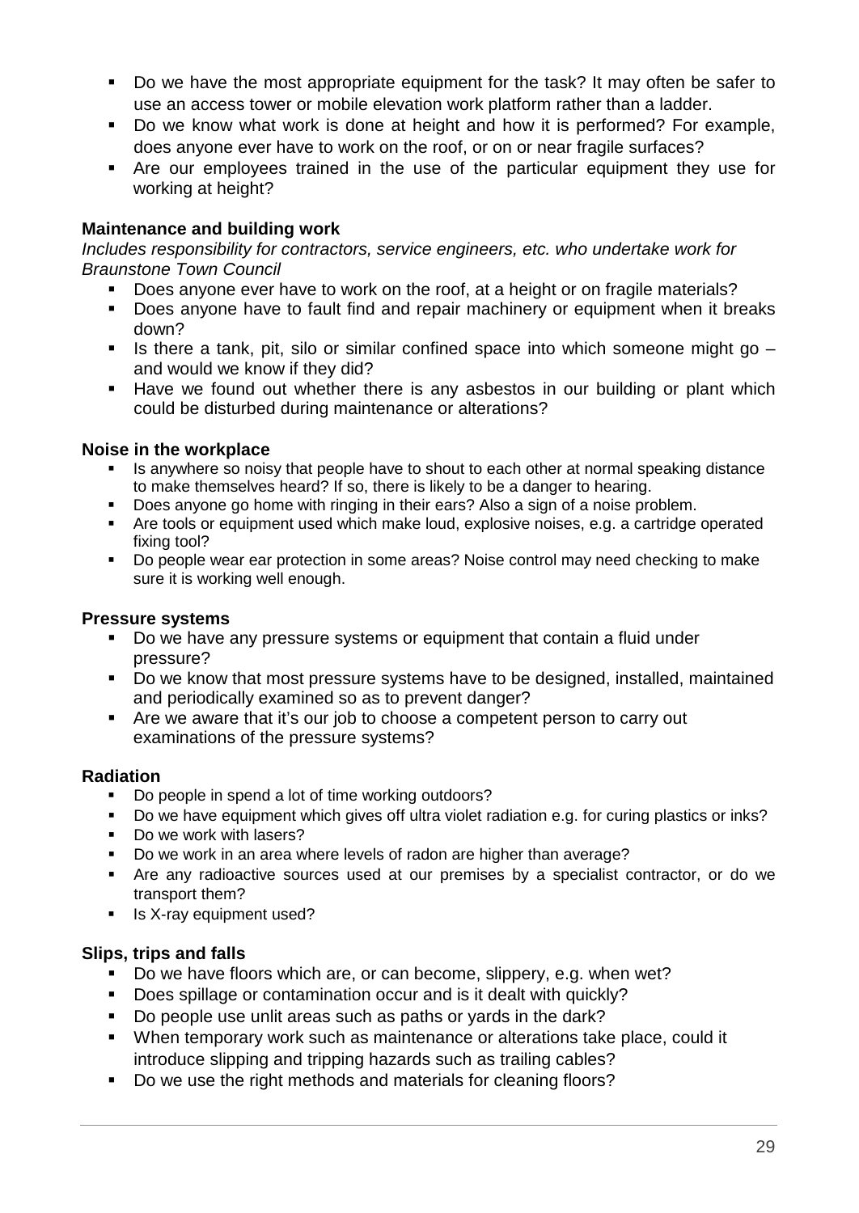- Do we have the most appropriate equipment for the task? It may often be safer to use an access tower or mobile elevation work platform rather than a ladder.
- Do we know what work is done at height and how it is performed? For example, does anyone ever have to work on the roof, or on or near fragile surfaces?
- Are our employees trained in the use of the particular equipment they use for working at height?

**Maintenance and building work**

*Includes responsibility for contractors, service engineers, etc. who undertake work for Braunstone Town Council*

- Does anyone ever have to work on the roof, at a height or on fragile materials?
- Does anyone have to fault find and repair machinery or equipment when it breaks down?
- Is there a tank, pit, silo or similar confined space into which someone might go – and would we know if they did?
- Have we found out whether there is any asbestos in our building or plant which could be disturbed during maintenance or alterations?

**Noise in the workplace**

- Is anywhere so noisy that people have to shout to each other at normal speaking distance to make themselves heard? If so, there is likely to be a danger to hearing.
- Does anyone go home with ringing in their ears? Also a sign of a noise problem.
- Are tools or equipment used which make loud, explosive noises, e.g. a cartridge operated fixing tool?
- Do people wear ear protection in some areas? Noise control may need checking to make sure it is working well enough.

**Pressure systems**

- Do we have any pressure systems or equipment that contain a fluid under pressure?
- Do we know that most pressure systems have to be designed, installed, maintained and periodically examined so as to prevent danger?
- Are we aware that it's our job to choose a competent person to carry out examinations of the pressure systems?

**Radiation**

- Do people in spend a lot of time working outdoors?
- Do we have equipment which gives off ultra violet radiation e.g. for curing plastics or inks?
- Do we work with lasers?
- Do we work in an area where levels of radon are higher than average?
- Are any radioactive sources used at our premises by a specialist contractor, or do we transport them?
- Is X-ray equipment used?

**Slips, trips and falls**

- Do we have floors which are, or can become, slippery, e.g. when wet?
- Does spillage or contamination occur and is it dealt with quickly?
- Do people use unlit areas such as paths or yards in the dark?
- When temporary work such as maintenance or alterations take place, could it introduce slipping and tripping hazards such as trailing cables?
- Do we use the right methods and materials for cleaning floors?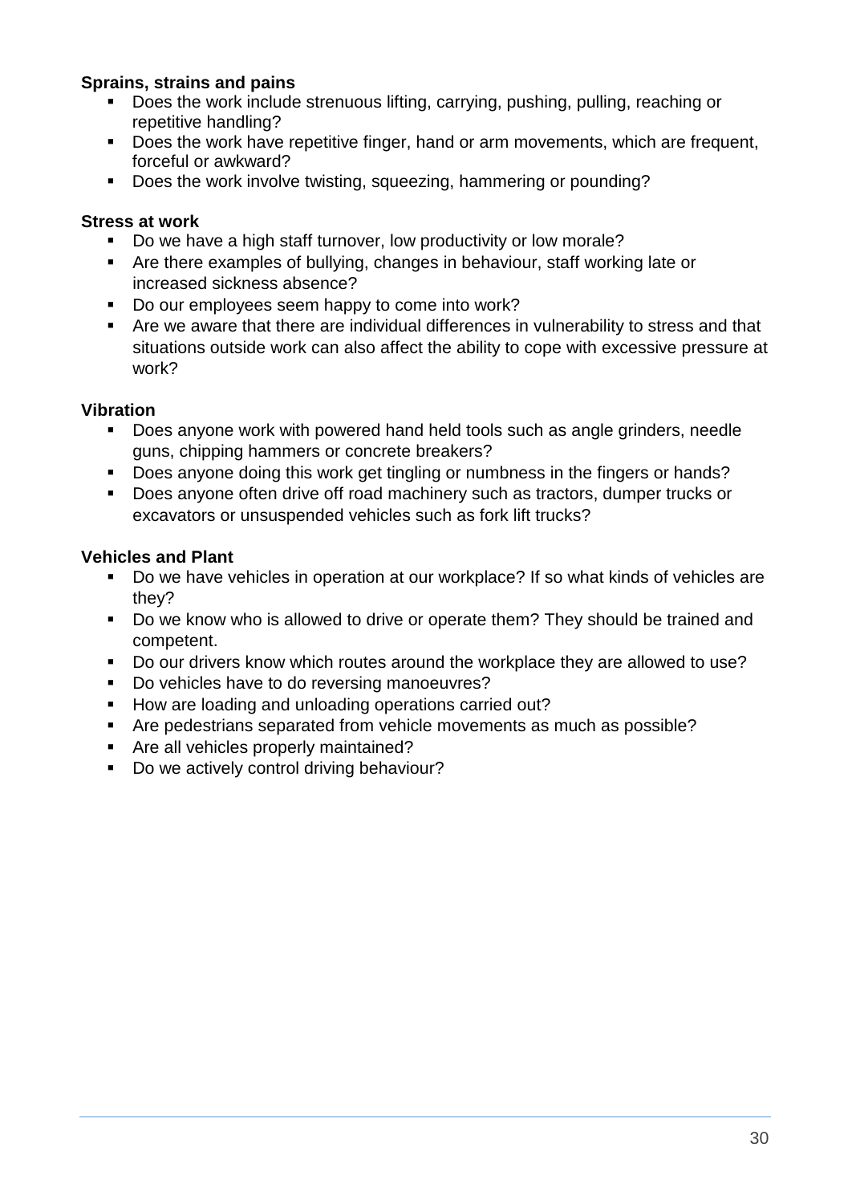**Sprains, strains and pains**

- Does the work include strenuous lifting, carrying, pushing, pulling, reaching or repetitive handling?
- Does the work have repetitive finger, hand or arm movements, which are frequent, forceful or awkward?
- Does the work involve twisting, squeezing, hammering or pounding?

**Stress at work**

- Do we have a high staff turnover, low productivity or low morale?
- Are there examples of bullying, changes in behaviour, staff working late or increased sickness absence?
- Do our employees seem happy to come into work?
- Are we aware that there are individual differences in vulnerability to stress and that situations outside work can also affect the ability to cope with excessive pressure at work?

**Vibration**

- Does anyone work with powered hand held tools such as angle grinders, needle guns, chipping hammers or concrete breakers?
- Does anyone doing this work get tingling or numbness in the fingers or hands?
- Does anyone often drive off road machinery such as tractors, dumper trucks or excavators or unsuspended vehicles such as fork lift trucks?

**Vehicles and Plant**

- Do we have vehicles in operation at our workplace? If so what kinds of vehicles are they?
- Do we know who is allowed to drive or operate them? They should be trained and competent.
- Do our drivers know which routes around the workplace they are allowed to use?
- Do vehicles have to do reversing manoeuvres?
- How are loading and unloading operations carried out?
- Are pedestrians separated from vehicle movements as much as possible?
- Are all vehicles properly maintained?
- Do we actively control driving behaviour?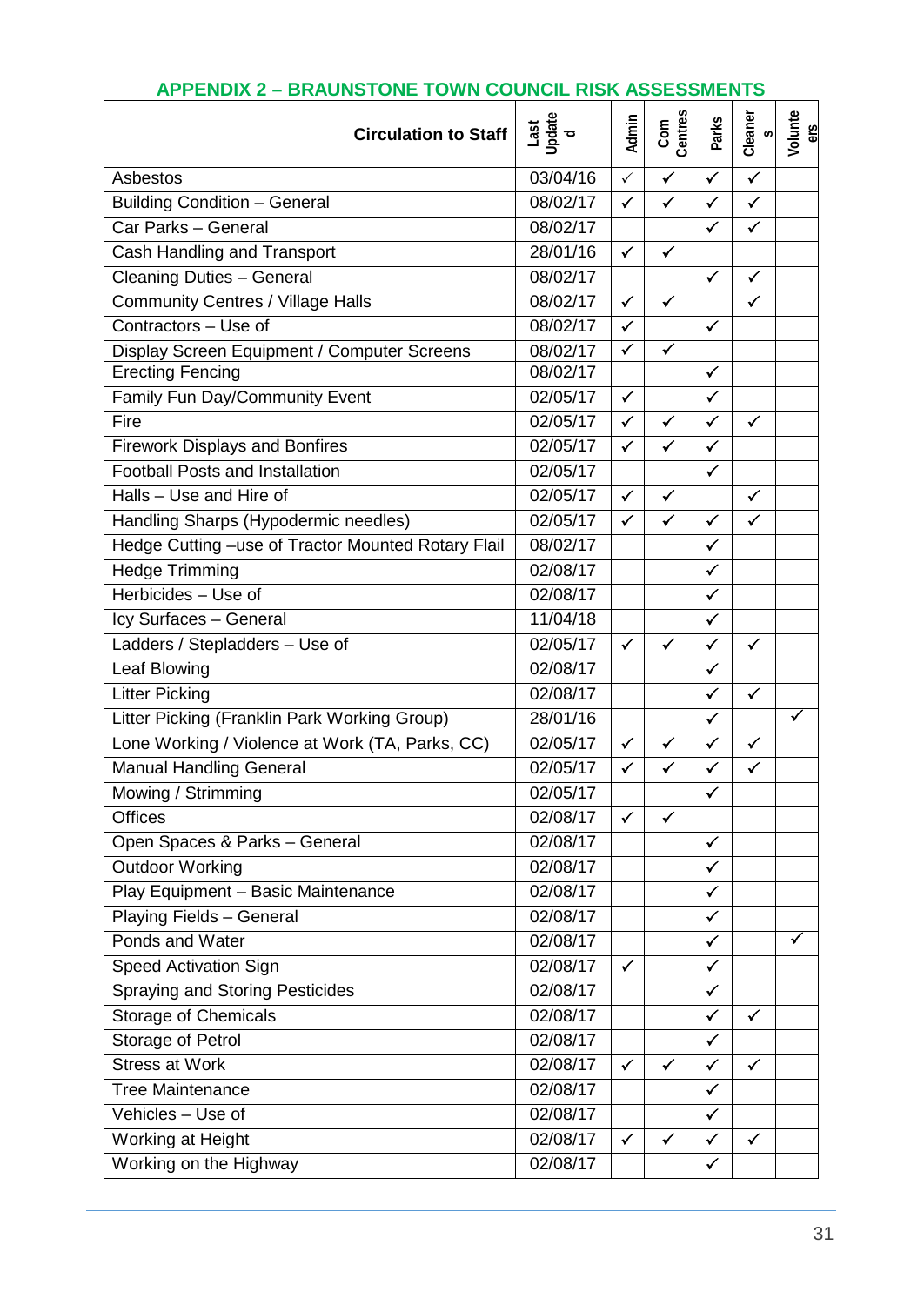## APPENDIX 2 – BRAUNSTONE TOWN COUNCIL RISK ASSESSMENTS

| Circulation to Staff | Last Updated | Admin | Com Centres | Parks | Cleaners | Volunteers |
|---|---|---|---|---|---|---|
| Asbestos | 03/04/16 | ✓ | ✓ | ✓ | ✓ | |
| Building Condition – General | 08/02/17 | ✓ | ✓ | ✓ | ✓ | |
| Car Parks – General | 08/02/17 | | | ✓ | ✓ | |
| Cash Handling and Transport | 28/01/16 | ✓ | ✓ | | | |
| Cleaning Duties – General | 08/02/17 | | | ✓ | ✓ | |
| Community Centres / Village Halls | 08/02/17 | ✓ | ✓ | | ✓ | |
| Contractors – Use of | 08/02/17 | ✓ | | ✓ | | |
| Display Screen Equipment / Computer Screens | 08/02/17 | ✓ | ✓ | | | |
| Erecting Fencing | 08/02/17 | | | ✓ | | |
| Family Fun Day/Community Event | 02/05/17 | ✓ | | ✓ | | |
| Fire | 02/05/17 | ✓ | ✓ | ✓ | ✓ | |
| Firework Displays and Bonfires | 02/05/17 | ✓ | ✓ | ✓ | | |
| Football Posts and Installation | 02/05/17 | | | ✓ | | |
| Halls – Use and Hire of | 02/05/17 | ✓ | ✓ | | ✓ | |
| Handling Sharps (Hypodermic needles) | 02/05/17 | ✓ | ✓ | ✓ | ✓ | |
| Hedge Cutting –use of Tractor Mounted Rotary Flail | 08/02/17 | | | ✓ | | |
| Hedge Trimming | 02/08/17 | | | ✓ | | |
| Herbicides – Use of | 02/08/17 | | | ✓ | | |
| Icy Surfaces – General | 11/04/18 | | | ✓ | | |
| Ladders / Stepladders – Use of | 02/05/17 | ✓ | ✓ | ✓ | ✓ | |
| Leaf Blowing | 02/08/17 | | | ✓ | | |
| Litter Picking | 02/08/17 | | | ✓ | ✓ | |
| Litter Picking (Franklin Park Working Group) | 28/01/16 | | | ✓ | | ✓ |
| Lone Working / Violence at Work (TA, Parks, CC) | 02/05/17 | ✓ | ✓ | ✓ | ✓ | |
| Manual Handling General | 02/05/17 | ✓ | ✓ | ✓ | ✓ | |
| Mowing / Strimming | 02/05/17 | | | ✓ | | |
| Offices | 02/08/17 | ✓ | ✓ | | | |
| Open Spaces & Parks – General | 02/08/17 | | | ✓ | | |
| Outdoor Working | 02/08/17 | | | ✓ | | |
| Play Equipment – Basic Maintenance | 02/08/17 | | | ✓ | | |
| Playing Fields – General | 02/08/17 | | | ✓ | | |
| Ponds and Water | 02/08/17 | | | ✓ | | ✓ |
| Speed Activation Sign | 02/08/17 | ✓ | | ✓ | | |
| Spraying and Storing Pesticides | 02/08/17 | | | ✓ | | |
| Storage of Chemicals | 02/08/17 | | | ✓ | ✓ | |
| Storage of Petrol | 02/08/17 | | | ✓ | | |
| Stress at Work | 02/08/17 | ✓ | ✓ | ✓ | ✓ | |
| Tree Maintenance | 02/08/17 | | | ✓ | | |
| Vehicles – Use of | 02/08/17 | | | ✓ | | |
| Working at Height | 02/08/17 | ✓ | ✓ | ✓ | ✓ | |
| Working on the Highway | 02/08/17 | | | ✓ | | |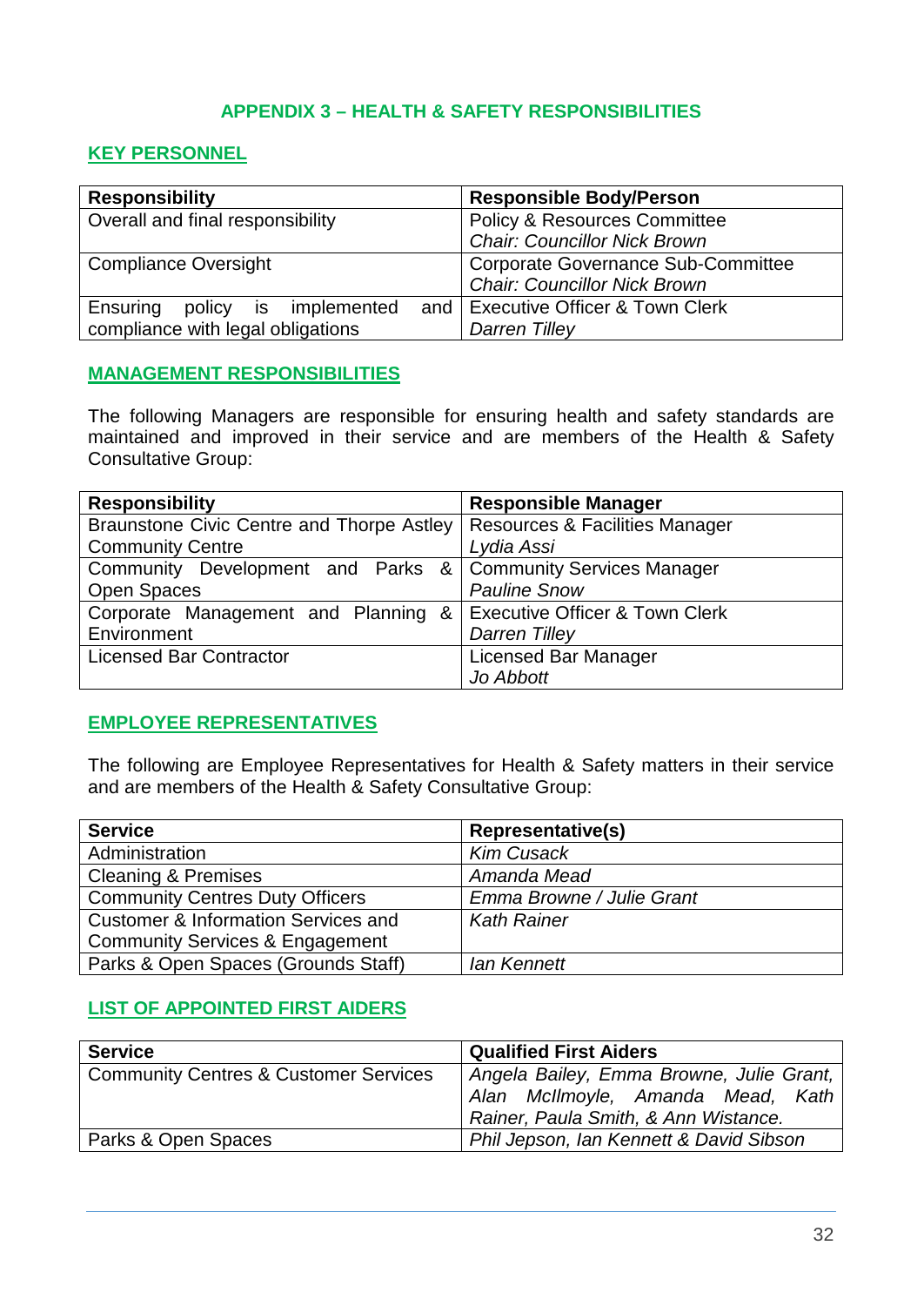# APPENDIX 3 – HEALTH & SAFETY RESPONSIBILITIES

## KEY PERSONNEL

| Responsibility | Responsible Body/Person |
|---|---|
| Overall and final responsibility | Policy & Resources Committee<br>*Chair: Councillor Nick Brown* |
| Compliance Oversight | Corporate Governance Sub-Committee<br>*Chair: Councillor Nick Brown* |
| Ensuring policy is implemented and compliance with legal obligations | Executive Officer & Town Clerk<br>*Darren Tilley* |

## MANAGEMENT RESPONSIBILITIES

The following Managers are responsible for ensuring health and safety standards are maintained and improved in their service and are members of the Health & Safety Consultative Group:

| Responsibility | Responsible Manager |
|---|---|
| Braunstone Civic Centre and Thorpe Astley Community Centre | Resources & Facilities Manager<br>*Lydia Assi* |
| Community Development and Parks & Open Spaces | Community Services Manager<br>*Pauline Snow* |
| Corporate Management and Planning & Environment | Executive Officer & Town Clerk<br>*Darren Tilley* |
| Licensed Bar Contractor | Licensed Bar Manager<br>*Jo Abbott* |

## EMPLOYEE REPRESENTATIVES

The following are Employee Representatives for Health & Safety matters in their service and are members of the Health & Safety Consultative Group:

| Service | Representative(s) |
|---|---|
| Administration | *Kim Cusack* |
| Cleaning & Premises | *Amanda Mead* |
| Community Centres Duty Officers | *Emma Browne / Julie Grant* |
| Customer & Information Services and Community Services & Engagement | *Kath Rainer* |
| Parks & Open Spaces (Grounds Staff) | *Ian Kennett* |

## LIST OF APPOINTED FIRST AIDERS

| Service | Qualified First Aiders |
|---|---|
| Community Centres & Customer Services | *Angela Bailey, Emma Browne, Julie Grant, Alan McIlmoyle, Amanda Mead, Kath Rainer, Paula Smith, & Ann Wistance.* |
| Parks & Open Spaces | *Phil Jepson, Ian Kennett & David Sibson* |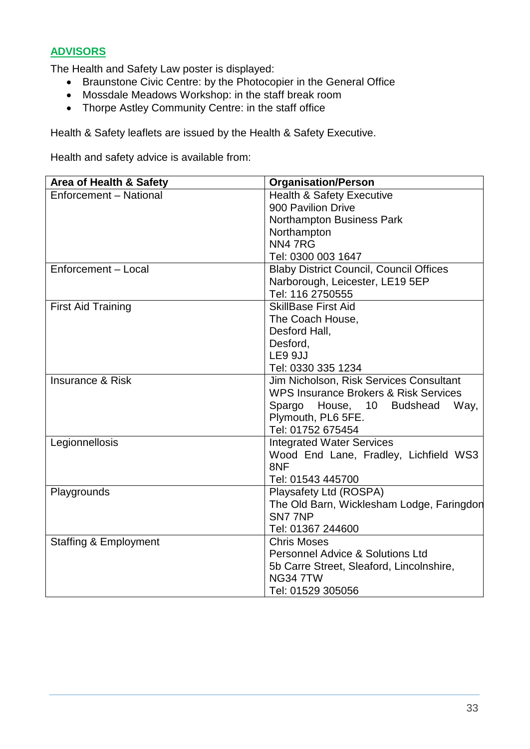## ADVISORS

The Health and Safety Law poster is displayed:

- Braunstone Civic Centre: by the Photocopier in the General Office
- Mossdale Meadows Workshop: in the staff break room
- Thorpe Astley Community Centre: in the staff office

Health & Safety leaflets are issued by the Health & Safety Executive.

Health and safety advice is available from:

| Area of Health & Safety | Organisation/Person |
|---|---|
| Enforcement – National | Health & Safety Executive<br>900 Pavilion Drive<br>Northampton Business Park<br>Northampton<br>NN4 7RG<br>Tel: 0300 003 1647 |
| Enforcement – Local | Blaby District Council, Council Offices<br>Narborough, Leicester, LE19 5EP<br>Tel: 116 2750555 |
| First Aid Training | SkillBase First Aid<br>The Coach House,<br>Desford Hall,<br>Desford,<br>LE9 9JJ<br>Tel: 0330 335 1234 |
| Insurance & Risk | Jim Nicholson, Risk Services Consultant<br>WPS Insurance Brokers & Risk Services<br>Spargo House, 10 Budshead Way, Plymouth, PL6 5FE.<br>Tel: 01752 675454 |
| Legionnellosis | Integrated Water Services<br>Wood End Lane, Fradley, Lichfield WS3 8NF<br>Tel: 01543 445700 |
| Playgrounds | Playsafety Ltd (ROSPA)<br>The Old Barn, Wicklesham Lodge, Faringdon SN7 7NP<br>Tel: 01367 244600 |
| Staffing & Employment | Chris Moses<br>Personnel Advice & Solutions Ltd<br>5b Carre Street, Sleaford, Lincolnshire, NG34 7TW<br>Tel: 01529 305056 |